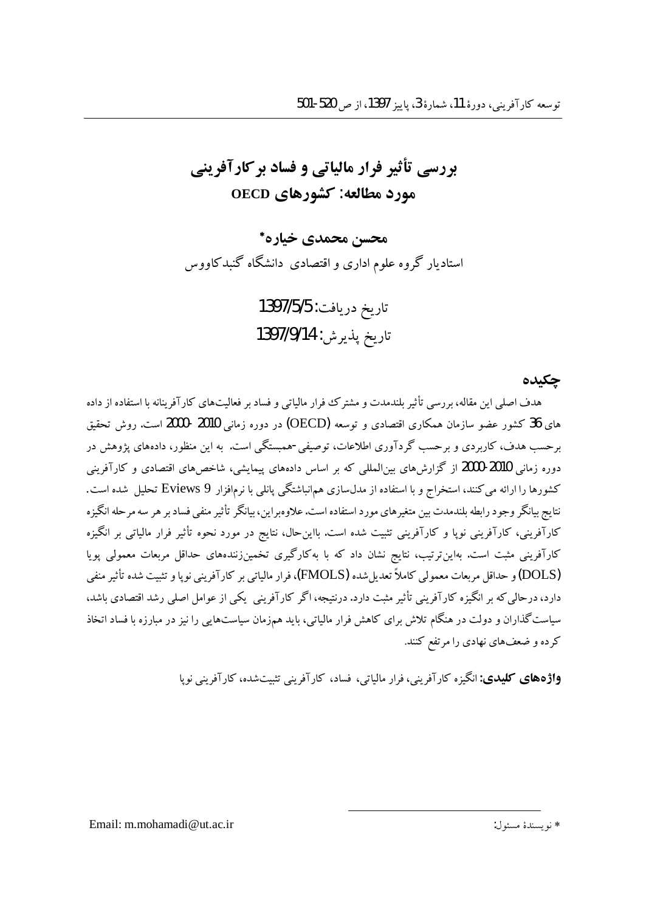# بررسی تأثیر فرار مالیاتی و فساد بر کارآفرینی
## مورد مطالعه: کشورهای OECD

**محسن محمدی خیاره***

استادیار گروه علوم اداری و اقتصادی دانشگاه گنبدکاووس

تاریخ دریافت: 1397/5/5

تاریخ پذیرش: 1397/9/14

## چکیده

هدف اصلی این مقاله، بررسی تأثیر بلندمدت و مشترک فرار مالیاتی و فساد بر فعالیت‌های کارآفرینانه با استفاده از داده های 36 کشور عضو سازمان همکاری اقتصادی و توسعه (OECD) در دوره زمانی 2010 -2000 است. روش تحقیق برحسب هدف، کاربردی و برحسب گردآوری اطلاعات، توصیفی-همبستگی است. به این منظور، داده‌های پژوهش در دوره زمانی 2010-2000 از گزارش‌های بین‌المللی که بر اساس داده‌های پیمایشی، شاخص‌های اقتصادی و کارآفرینی کشورها را ارائه می‌کنند، استخراج و با استفاده از مدل‌سازی هم‌انباشتگی پانلی با نرم‌افزار Eviews 9 تحلیل شده است. نتایج بیانگر وجود رابطه بلندمدت بین متغیرهای مورد استفاده است. علاوه‌براین، بیانگر تأثیر منفی فساد بر هر سه مرحله انگیزه کارآفرینی، کارآفرینی نوپا و کارآفرینی تثبیت شده است. بااین‌حال، نتایج در مورد نحوه تأثیر فرار مالیاتی بر انگیزه کارآفرینی مثبت است. به‌این‌ترتیب، نتایج نشان داد که با به‌کارگیری تخمین‌زننده‌های حداقل مربعات معمولی پویا (DOLS) و حداقل مربعات معمولی کاملاً تعدیل‌شده (FMOLS)، فرار مالیاتی بر کارآفرینی نوپا و تثبیت شده تأثیر منفی دارد، درحالی‌که بر انگیزه کارآفرینی تأثیر مثبت دارد. درنتیجه، اگر کارآفرینی یکی از عوامل اصلی رشد اقتصادی باشد، سیاست‌گذاران و دولت در هنگام تلاش برای کاهش فرار مالیاتی، باید هم‌زمان سیاست‌هایی را نیز در مبارزه با فساد اتخاذ کرده و ضعف‌های نهادی را مرتفع کنند.

**واژه‌های کلیدی:** انگیزه کارآفرینی، فرار مالیاتی، فساد، کارآفرینی تثبیت‌شده، کارآفرینی نوپا

---

* نویسندۀ مسئول: Email: m.mohamadi@ut.ac.ir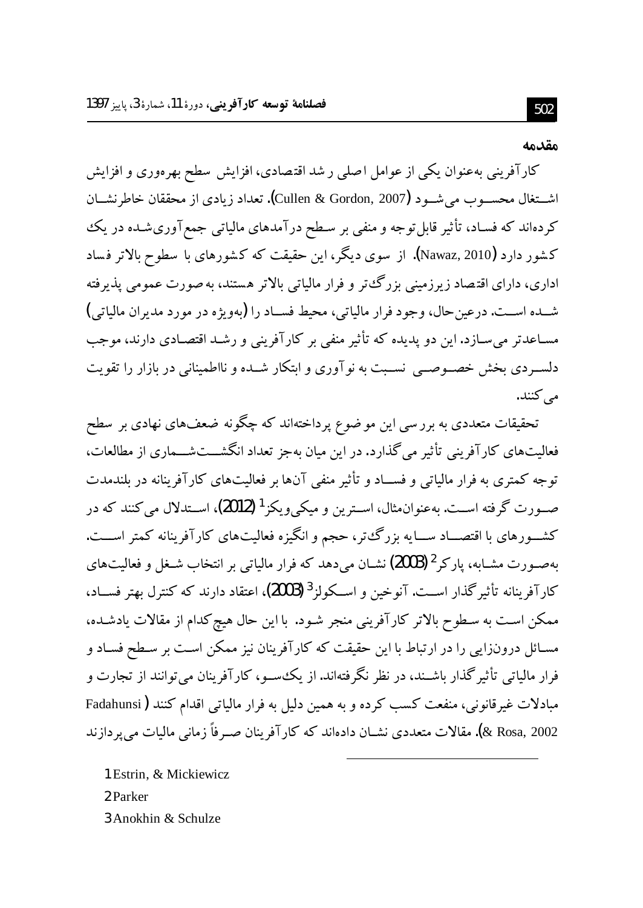## مقدمه

کارآفرینی به‌عنوان یکی از عوامل اصلی رشد اقتصادی، افزایش سطح بهره‌وری و افزایش اشتغال محسوب می‌شود (Cullen & Gordon, 2007). تعداد زیادی از محققان خاطرنشان کرده‌اند که فساد، تأثیر قابل‌توجه و منفی بر سطح درآمدهای مالیاتی جمع‌آوری‌شده در یک کشور دارد (Nawaz, 2010). از سوی دیگر، این حقیقت که کشورهای با سطوح بالاتر فساد اداری، دارای اقتصاد زیرزمینی بزرگ‌تر و فرار مالیاتی بالاتر هستند، به‌صورت عمومی پذیرفته شده است. درعین‌حال، وجود فرار مالیاتی، محیط فساد را (به‌ویژه در مورد مدیران مالیاتی) مساعدتر می‌سازد. این دو پدیده که تأثیر منفی بر کارآفرینی و رشد اقتصادی دارند، موجب دلسردی بخش خصوصی نسبت به نوآوری و ابتکار شده و نااطمینانی در بازار را تقویت می‌کنند.

تحقیقات متعددی به بررسی این موضوع پرداخته‌اند که چگونه ضعف‌های نهادی بر سطح فعالیت‌های کارآفرینی تأثیر می‌گذارد. در این میان به‌جز تعداد انگشت‌شماری از مطالعات، توجه کمتری به فرار مالیاتی و فساد و تأثیر منفی آن‌ها بر فعالیت‌های کارآفرینانه در بلندمدت صورت گرفته است. به‌عنوان‌مثال، استرین و میکی‌ویکز[1] (2012)، استدلال می‌کنند که در کشورهای با اقتصاد سایه بزرگ‌تر، حجم و انگیزه فعالیت‌های کارآفرینانه کمتر است. به‌صورت مشابه، پارکر[2] (2003) نشان می‌دهد که فرار مالیاتی بر انتخاب شغل و فعالیت‌های کارآفرینانه تأثیرگذار است. آنوخین و اسکولز[3] (2003)، اعتقاد دارند که کنترل بهتر فساد، ممکن است به سطوح بالاتر کارآفرینی منجر شود. با این حال هیچ‌کدام از مقالات یادشده، مسائل درون‌زایی را در ارتباط با این حقیقت که کارآفرینان نیز ممکن است بر سطح فساد و فرار مالیاتی تأثیرگذار باشند، در نظر نگرفته‌اند. از یک‌سو، کارآفرینان می‌توانند از تجارت و مبادلات غیرقانونی، منفعت کسب کرده و به همین دلیل به فرار مالیاتی اقدام کنند (Fadahunsi & Rosa, 2002). مقالات متعددی نشان داده‌اند که کارآفرینان صرفاً زمانی مالیات می‌پردازند

---

1 Estrin, & Mickiewicz

2 Parker

3 Anokhin & Schulze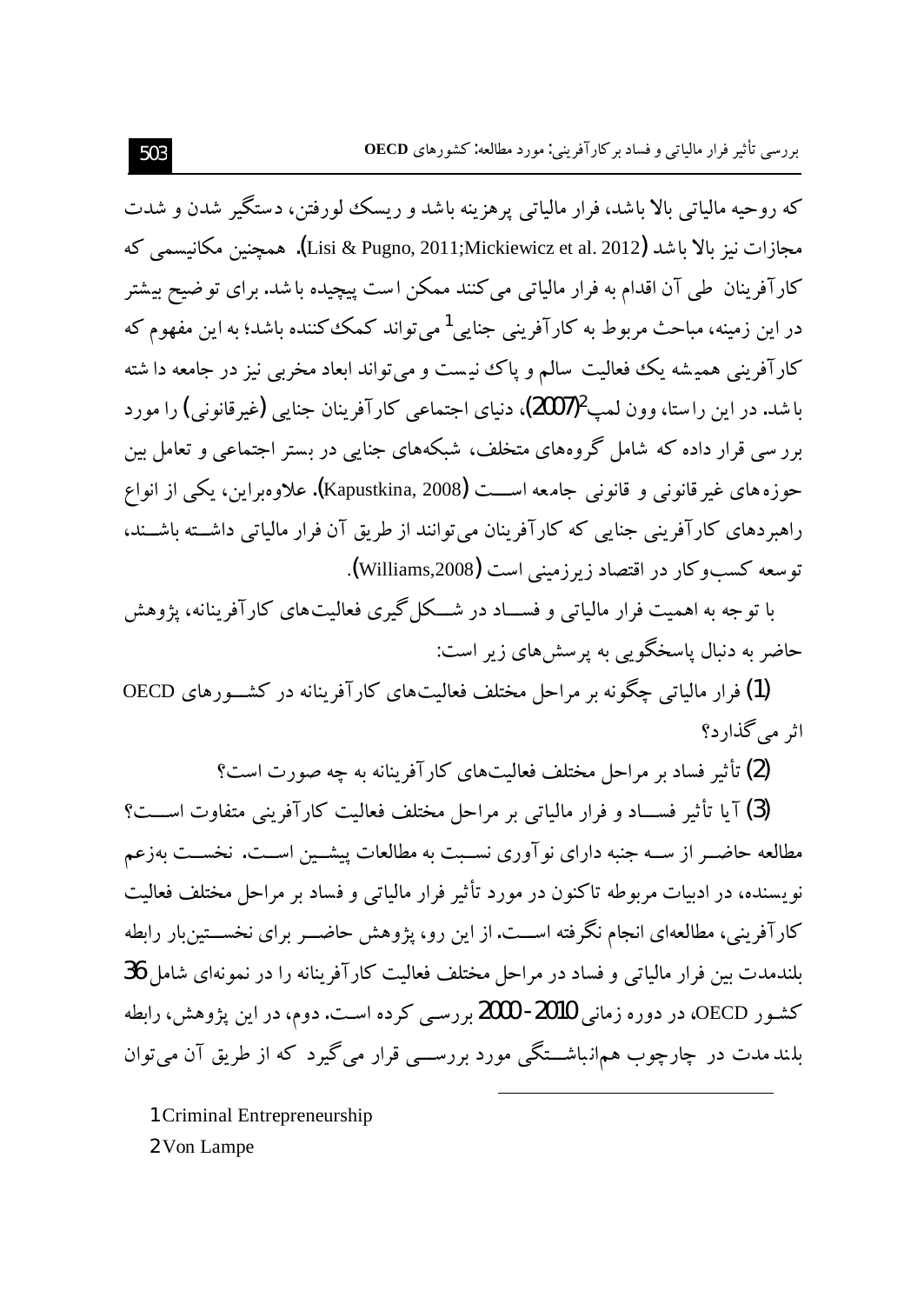که روحیه مالیاتی بالا باشد، فرار مالیاتی پرهزینه باشد و ریسک لورفتن، دستگیر شدن و شدت مجازات نیز بالا باشد (Lisi & Pugno, 2011;Mickiewicz et al. 2012). همچنین مکانیسمی که کارآفرینان طی آن اقدام به فرار مالیاتی می‌کنند ممکن است پیچیده باشد. برای توضیح بیشتر در این زمینه، مباحث مربوط به کارآفرینی جنایی[1] می‌تواند کمک‌کننده باشد؛ به این مفهوم که کارآفرینی همیشه یک فعالیت سالم و پاک نیست و می‌تواند ابعاد مخربی نیز در جامعه داشته باشد. در این راستا، وون لمپ[2](2007)، دنیای اجتماعی کارآفرینان جنایی (غیرقانونی) را مورد بررسی قرار داده که شامل گروه‌های متخلف، شبکه‌های جنایی در بستر اجتماعی و تعامل بین حوزه‌های غیرقانونی و قانونی جامعه است (Kapustkina, 2008). علاوه‌براین، یکی از انواع راهبردهای کارآفرینی جنایی که کارآفرینان می‌توانند از طریق آن فرار مالیاتی داشته باشند، توسعه کسب‌وکار در اقتصاد زیرزمینی است (Williams,2008).

با توجه به اهمیت فرار مالیاتی و فساد در شکل‌گیری فعالیت‌های کارآفرینانه، پژوهش حاضر به دنبال پاسخگویی به پرسش‌های زیر است:

(1) فرار مالیاتی چگونه بر مراحل مختلف فعالیت‌های کارآفرینانه در کشورهای OECD اثر می‌گذارد؟

(2) تأثیر فساد بر مراحل مختلف فعالیت‌های کارآفرینانه به چه صورت است؟

(3) آیا تأثیر فساد و فرار مالیاتی بر مراحل مختلف فعالیت کارآفرینی متفاوت است؟

مطالعه حاضر از سه جنبه دارای نوآوری نسبت به مطالعات پیشین است. نخست به‌زعم نویسنده، در ادبیات مربوطه تاکنون در مورد تأثیر فرار مالیاتی و فساد بر مراحل مختلف فعالیت کارآفرینی، مطالعه‌ای انجام نگرفته است. از این رو، پژوهش حاضر برای نخستین‌بار رابطه بلندمدت بین فرار مالیاتی و فساد در مراحل مختلف فعالیت کارآفرینانه را در نمونه‌ای شامل 36 کشور OECD، در دوره زمانی 2010-2000 بررسی کرده است. دوم، در این پژوهش، رابطه بلندمدت در چارچوب هم‌انباشتگی مورد بررسی قرار می‌گیرد که از طریق آن می‌توان

---

1 Criminal Entrepreneurship

2 Von Lampe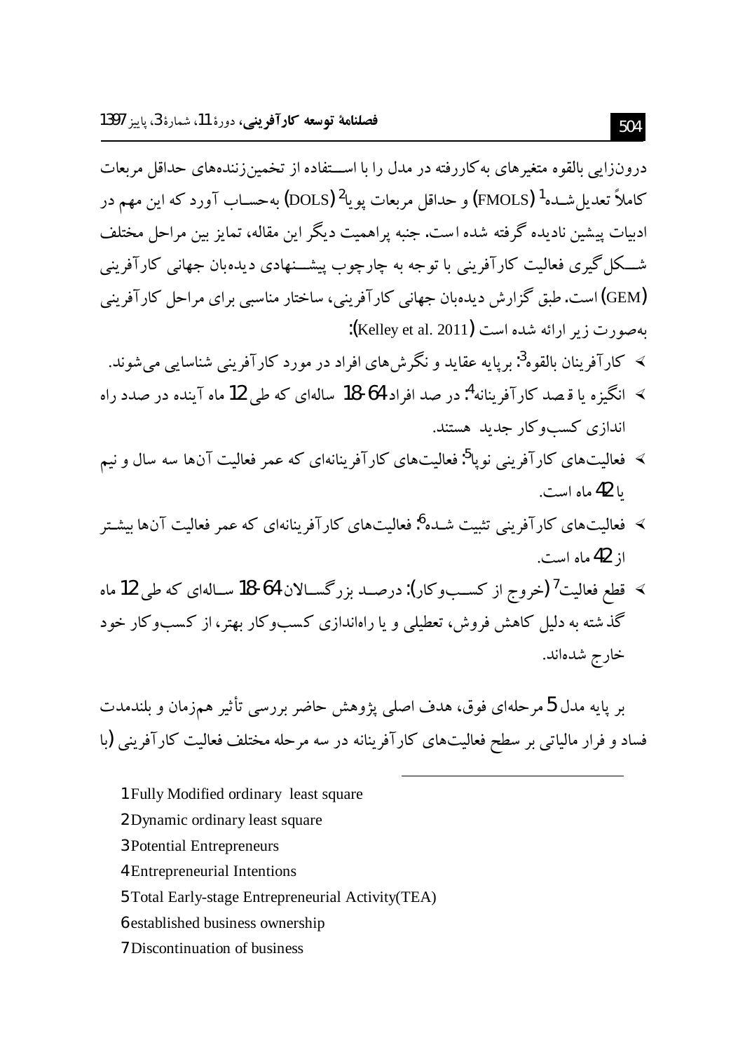درون‌زایی بالقوه متغیرهای به‌کاررفته در مدل را با استفاده از تخمین‌زننده‌های حداقل مربعات کاملاً تعدیل‌شده[1] (FMOLS) و حداقل مربعات پویا[2] (DOLS) به‌حساب آورد که این مهم در ادبیات پیشین نادیده گرفته شده است. جنبه پراهمیت دیگر این مقاله، تمایز بین مراحل مختلف شکل‌گیری فعالیت کارآفرینی با توجه به چارچوب پیشنهادی دیده‌بان جهانی کارآفرینی (GEM) است. طبق گزارش دیده‌بان جهانی کارآفرینی، ساختار مناسبی برای مراحل کارآفرینی به‌صورت زیر ارائه شده است (Kelley et al. 2011):

- کارآفرینان بالقوه[3]: برپایه عقاید و نگرش‌های افراد در مورد کارآفرینی شناسایی می‌شوند.
- انگیزه یا قصد کارآفرینانه[4]: درصد افراد 64-18 ساله‌ای که طی 12 ماه آینده در صدد راه اندازی کسب‌وکار جدید هستند.
- فعالیت‌های کارآفرینی نوپا[5]: فعالیت‌های کارآفرینانه‌ای که عمر فعالیت آن‌ها سه سال و نیم یا 42 ماه است.
- فعالیت‌های کارآفرینی تثبیت شده[6]: فعالیت‌های کارآفرینانه‌ای که عمر فعالیت آن‌ها بیشتر از 42 ماه است.
- قطع فعالیت[7] (خروج از کسب‌وکار): درصد بزرگسالان 64-18 ساله‌ای که طی 12 ماه گذشته به دلیل کاهش فروش، تعطیلی و یا راه‌اندازی کسب‌وکار بهتر، از کسب‌وکار خود خارج شده‌اند.

بر پایه مدل 5 مرحله‌ای فوق، هدف اصلی پژوهش حاضر بررسی تأثیر هم‌زمان و بلندمدت فساد و فرار مالیاتی بر سطح فعالیت‌های کارآفرینانه در سه مرحله مختلف فعالیت کارآفرینی (با

---

1 Fully Modified ordinary least square

2 Dynamic ordinary least square

3 Potential Entrepreneurs

4 Entrepreneurial Intentions

5 Total Early-stage Entrepreneurial Activity(TEA)

6 established business ownership

7 Discontinuation of business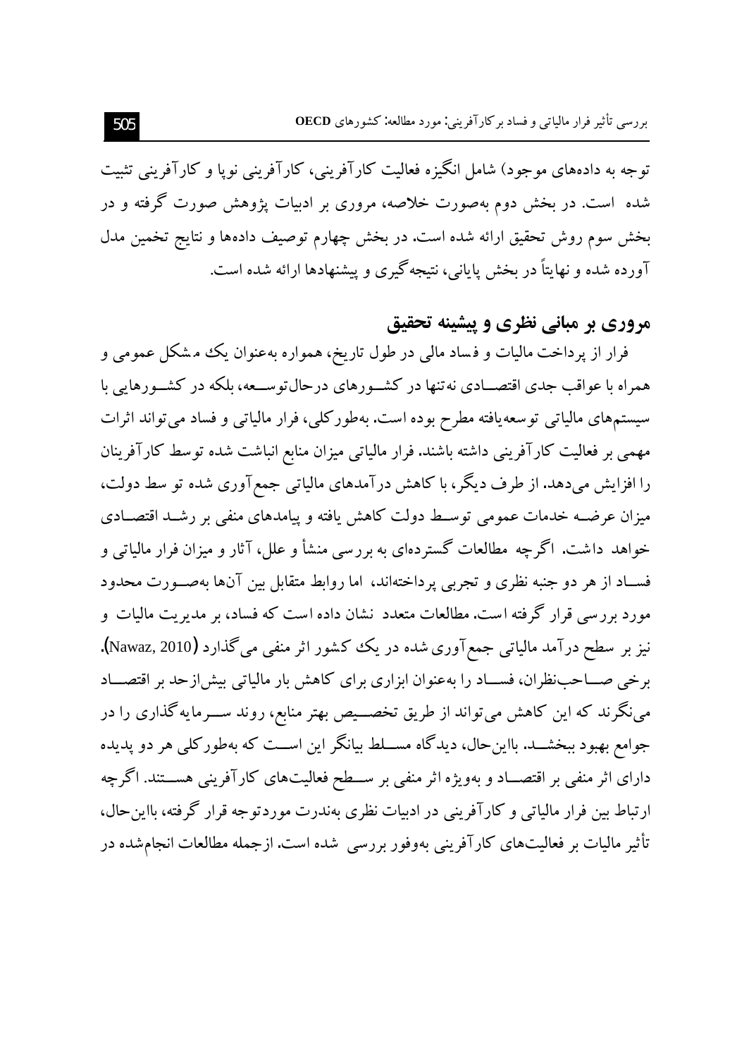توجه به داده‌های موجود) شامل انگیزه فعالیت کارآفرینی، کارآفرینی نوپا و کارآفرینی تثبیت شده است. در بخش دوم به‌صورت خلاصه، مروری بر ادبیات پژوهش صورت گرفته و در بخش سوم روش تحقیق ارائه شده است. در بخش چهارم توصیف داده‌ها و نتایج تخمین مدل آورده شده و نهایتاً در بخش پایانی، نتیجه‌گیری و پیشنهادها ارائه شده است.

## مروری بر مبانی نظری و پیشینه تحقیق

فرار از پرداخت مالیات و فساد مالی در طول تاریخ، همواره به‌عنوان یک مشکل عمومی و همراه با عواقب جدی اقتصادی نه‌تنها در کشورهای درحال‌توسعه، بلکه در کشورهایی با سیستم‌های مالیاتی توسعه‌یافته مطرح بوده است. به‌طورکلی، فرار مالیاتی و فساد می‌تواند اثرات مهمی بر فعالیت کارآفرینی داشته باشند. فرار مالیاتی میزان منابع انباشت شده توسط کارآفرینان را افزایش می‌دهد. از طرف دیگر، با کاهش درآمدهای مالیاتی جمع‌آوری شده توسط دولت، میزان عرضه خدمات عمومی توسط دولت کاهش یافته و پیامدهای منفی بر رشد اقتصادی خواهد داشت. اگرچه مطالعات گسترده‌ای به بررسی منشأ و علل، آثار و میزان فرار مالیاتی و فساد از هر دو جنبه نظری و تجربی پرداخته‌اند، اما روابط متقابل بین آن‌ها به‌صورت محدود مورد بررسی قرار گرفته است. مطالعات متعدد نشان داده است که فساد، بر مدیریت مالیات و نیز بر سطح درآمد مالیاتی جمع‌آوری شده در یک کشور اثر منفی می‌گذارد (Nawaz, 2010). برخی صاحب‌نظران، فساد را به‌عنوان ابزاری برای کاهش بار مالیاتی بیش‌ازحد بر اقتصاد می‌نگرند که این کاهش می‌تواند از طریق تخصیص بهتر منابع، روند سرمایه‌گذاری را در جوامع بهبود ببخشد. بااین‌حال، دیدگاه مسلط بیانگر این است که به‌طورکلی هر دو پدیده دارای اثر منفی بر اقتصاد و به‌ویژه اثر منفی بر سطح فعالیت‌های کارآفرینی هستند. اگرچه ارتباط بین فرار مالیاتی و کارآفرینی در ادبیات نظری به‌ندرت موردتوجه قرار گرفته، بااین‌حال، تأثیر مالیات بر فعالیت‌های کارآفرینی به‌وفور بررسی شده است. ازجمله مطالعات انجام‌شده در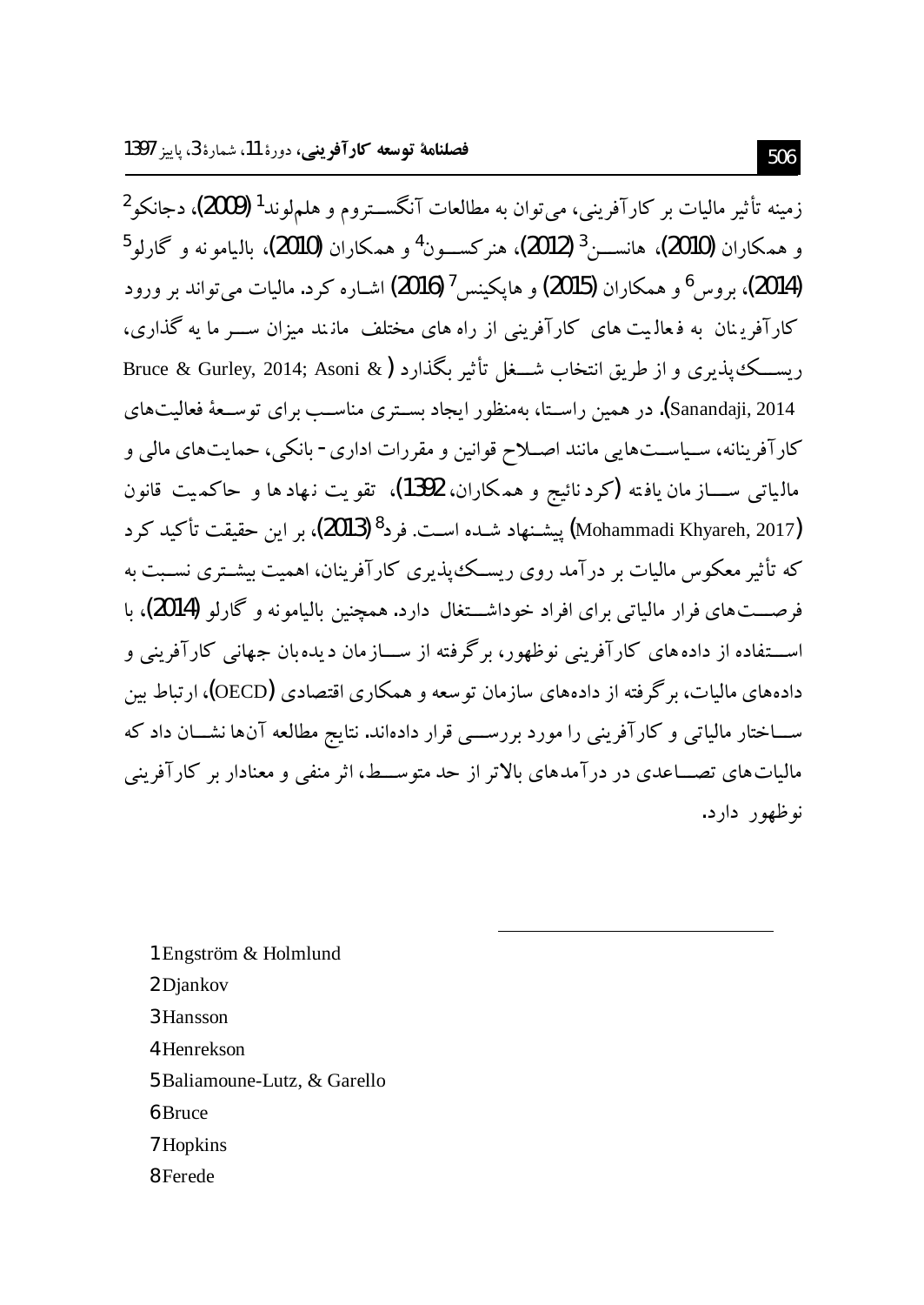زمینه تأثیر مالیات بر کارآفرینی، می‌توان به مطالعات آنگسـتروم و هلملوند[1] (2009)، دجانکو[2] و همکاران (2010)، هانسـن[3] (2012)، هنرکسـون[4] و همکاران (2010)، بالیامونه و گارلو[5] (2014)، بروس[6] و همکاران (2015) و هاپکینس[7] (2016) اشاره کرد. مالیات می‌تواند بر ورود کارآفرینان به فعالیت های کارآفرینی از راه های مختلف مانند میزان سـرمایه گذاری، ریسـک‌پذیری و از طریق انتخاب شـغل تأثیر بگذارد (Bruce & Gurley, 2014; Asoni & Sanandaji, 2014). در همین راسـتا، به‌منظور ایجاد بسـتری مناسـب برای توسـعهٔ فعالیت‌های کارآفرینانه، سـیاسـت‌هایی مانند اصـلاح قوانین و مقررات اداری- بانکی، حمایت‌های مالی و مالیاتی سـازمان یافته (کردنائیج و همکاران، 1392)، تقویت نهادها و حاکمیت قانون (Mohammadi Khyareh, 2017) پیشـنهاد شـده اسـت. فرد[8] (2013)، بر این حقیقت تأکید کرد که تأثیر معکوس مالیات بر درآمد روی ریسـک‌پذیری کارآفرینان، اهمیت بیشـتری نسـبت به فرصـت‌های فرار مالیاتی برای افراد خوداشـتغال دارد. همچنین بالیامونه و گارلو (2014)، با اسـتفاده از داده‌های کارآفرینی نوظهور، برگرفته از سـازمان دیده‌بان جهانی کارآفرینی و داده‌های مالیات، برگرفته از داده‌های سازمان توسعه و همکاری اقتصادی (OECD)، ارتباط بین سـاختار مالیاتی و کارآفرینی را مورد بررسـی قرار داده‌اند. نتایج مطالعه آن‌ها نشـان داد که مالیات‌های تصـاعدی در درآمدهای بالاتر از حد متوسـط، اثر منفی و معنادار بر کارآفرینی نوظهور دارد.

---

1 Engström & Holmlund
2 Djankov
3 Hansson
4 Henrekson
5 Baliamoune-Lutz, & Garello
6 Bruce
7 Hopkins
8 Ferede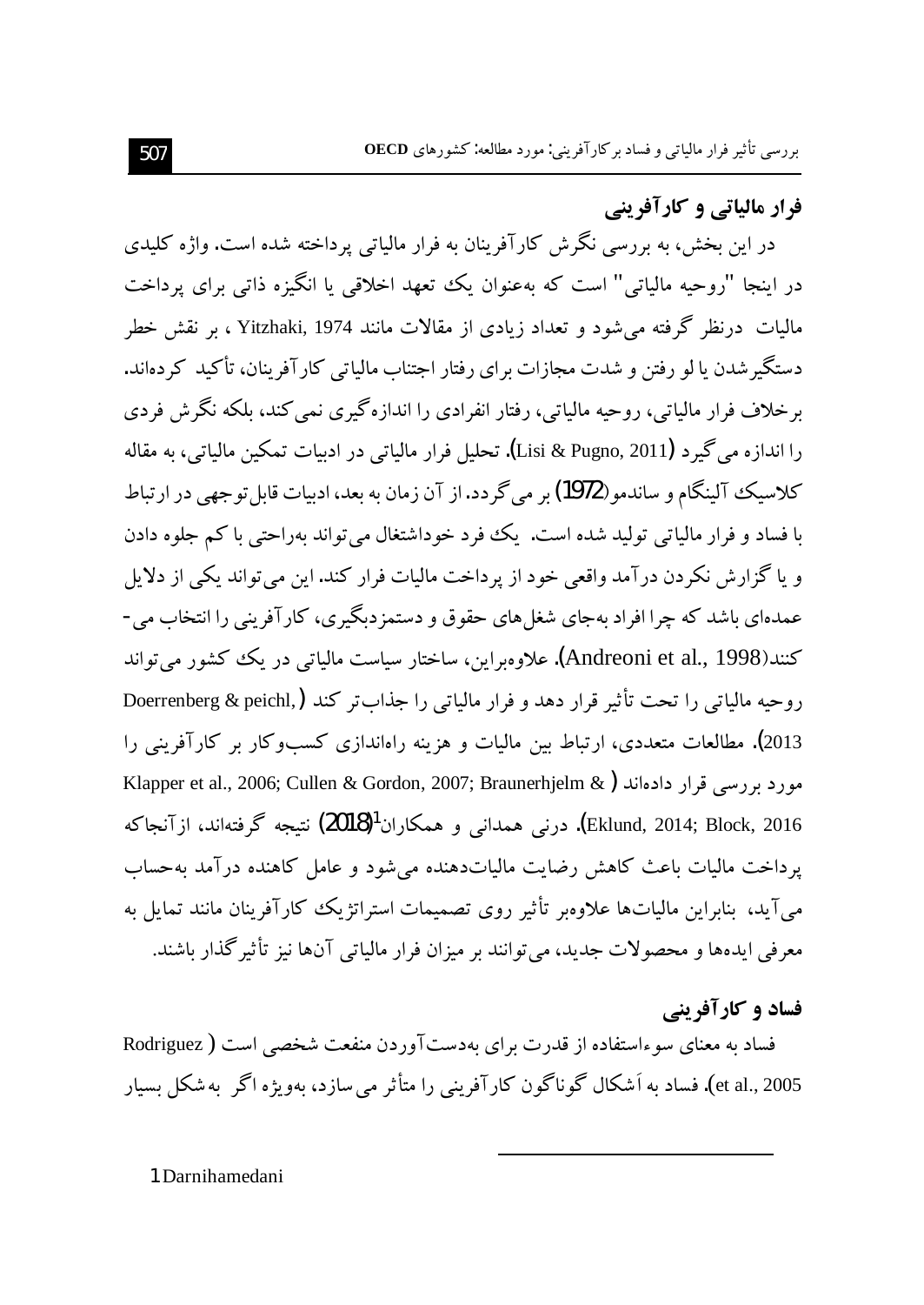## فرار مالیاتی و کارآفرینی

در این بخش، به بررسی نگرش کارآفرینان به فرار مالیاتی پرداخته شده است. واژه کلیدی در اینجا "روحیه مالیاتی" است که به‌عنوان یک تعهد اخلاقی یا انگیزه ذاتی برای پرداخت مالیات درنظر گرفته می‌شود و تعداد زیادی از مقالات مانند Yitzhaki, 1974 ، بر نقش خطر دستگیرشدن یا لو رفتن و شدت مجازات برای رفتار اجتناب مالیاتی کارآفرینان، تأکید کرده‌اند. برخلاف فرار مالیاتی، روحیه مالیاتی، رفتار انفرادی را اندازه‌گیری نمی‌کند، بلکه نگرش فردی را اندازه می‌گیرد (Lisi & Pugno, 2011). تحلیل فرار مالیاتی در ادبیات تمکین مالیاتی، به مقاله کلاسیک آلینگام و ساندمو(1972) بر می‌گردد. از آن زمان به بعد، ادبیات قابل‌توجهی در ارتباط با فساد و فرار مالیاتی تولید شده است. یک فرد خوداشتغال می‌تواند به‌راحتی با کم جلوه دادن و یا گزارش نکردن درآمد واقعی خود از پرداخت مالیات فرار کند. این می‌تواند یکی از دلایل عمده‌ای باشد که چرا افراد به‌جای شغل‌های حقوق و دستمزدبگیری، کارآفرینی را انتخاب می‌کنند(Andreoni et al., 1998). علاوه‌براین، ساختار سیاست مالیاتی در یک کشور می‌تواند روحیه مالیاتی را تحت تأثیر قرار دهد و فرار مالیاتی را جذاب‌تر کند (Doerrenberg & peichl, 2013). مطالعات متعددی، ارتباط بین مالیات و هزینه راه‌اندازی کسب‌وکار بر کارآفرینی را مورد بررسی قرار داده‌اند (Klapper et al., 2006; Cullen & Gordon, 2007; Braunerhjelm & Eklund, 2014; Block, 2016). درنی همدانی و همکاران[1](2018) نتیجه گرفته‌اند، ازآنجاکه پرداخت مالیات باعث کاهش رضایت مالیات‌دهنده می‌شود و عامل کاهنده درآمد به‌حساب می‌آید، بنابراین مالیات‌ها علاوه‌بر تأثیر روی تصمیمات استراتژیک کارآفرینان مانند تمایل به معرفی ایده‌ها و محصولات جدید، می‌توانند بر میزان فرار مالیاتی آن‌ها نیز تأثیرگذار باشند.

## فساد و کارآفرینی

فساد به معنای سوءاستفاده از قدرت برای به‌دست‌آوردن منفعت شخصی است (Rodriguez et al., 2005). فساد به اَشکال گوناگون کارآفرینی را متأثر می‌سازد، به‌ویژه اگر به شکل بسیار

---

1 Darnihamedani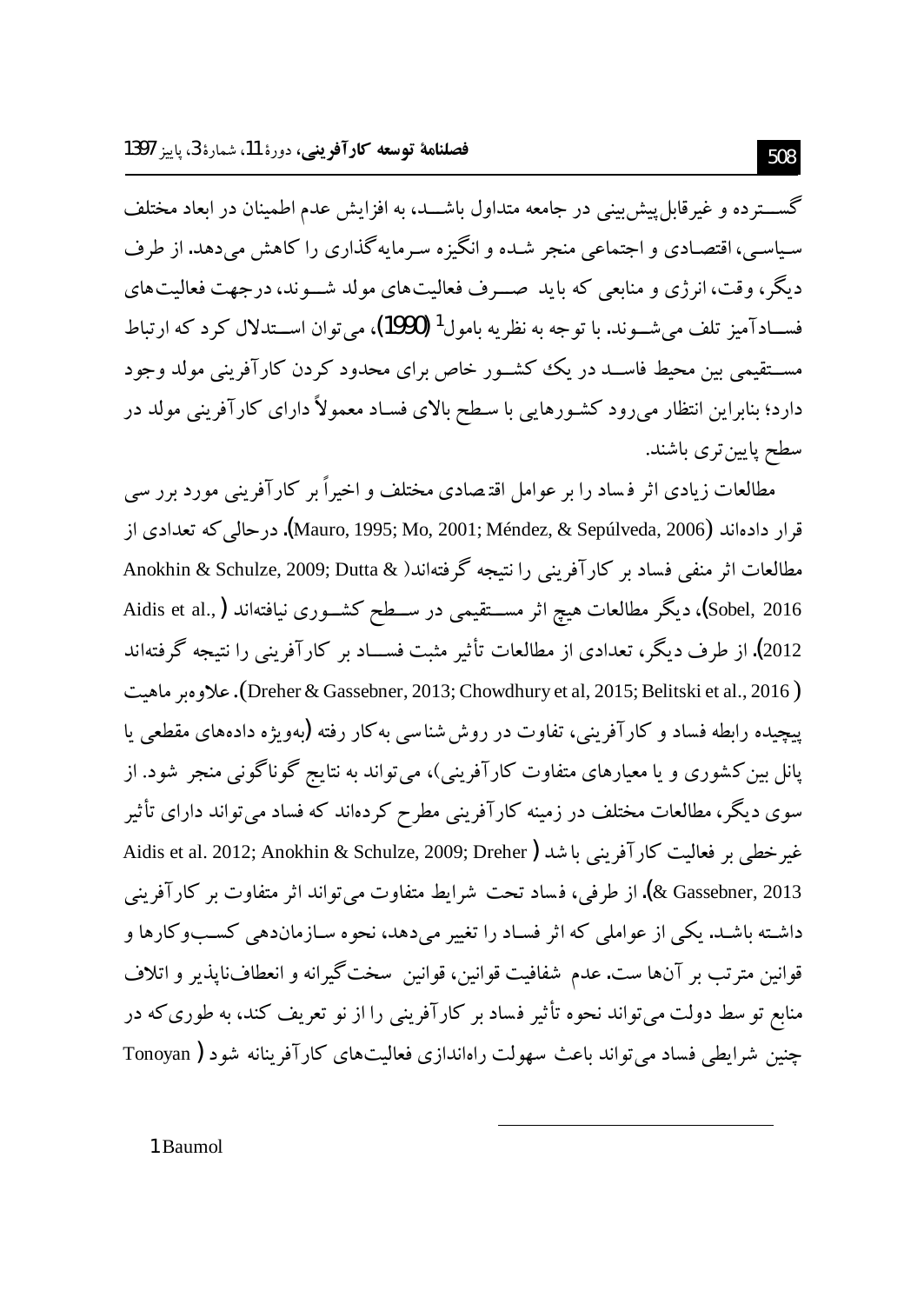گســترده و غیرقابل‌پیش‌بینی در جامعه متداول باشــد، به افزایش عدم اطمینان در ابعاد مختلف سیاسی، اقتصادی و اجتماعی منجر شده و انگیزه سرمایه‌گذاری را کاهش می‌دهد. از طرف دیگر، وقت، انرژی و منابعی که باید صــرف فعالیت‌های مولد شــوند، درجهت فعالیت‌های فســادآمیز تلف می‌شــوند. با توجه به نظریه بامول[1] (1990)، می‌توان اســتدلال کرد که ارتباط مســتقیمی بین محیط فاســد در یک کشــور خاص برای محدود کردن کارآفرینی مولد وجود دارد؛ بنابراین انتظار می‌رود کشورهایی با سطح بالای فساد معمولاً دارای کارآفرینی مولد در سطح پایین‌تری باشند.

مطالعات زیادی اثر فساد را بر عوامل اقتصادی مختلف و اخیراً بر کارآفرینی مورد برر سی قرار داده‌اند (Mauro, 1995; Mo, 2001; Méndez, & Sepúlveda, 2006). درحالی‌که تعدادی از مطالعات اثر منفی فساد بر کارآفرینی را نتیجه گرفته‌اند( Anokhin & Schulze, 2009; Dutta & Sobel, 2016)، دیگر مطالعات هیچ اثر مســتقیمی در ســطح کشــوری نیافته‌اند ( Aidis et al., 2012). از طرف دیگر، تعدادی از مطالعات تأثیر مثبت فســاد بر کارآفرینی را نتیجه گرفته‌اند ( Dreher & Gassebner, 2013; Chowdhury et al, 2015; Belitski et al., 2016). علاوه‌بر ماهیت پیچیده رابطه فساد و کارآفرینی، تفاوت در روش‌شناسی به‌کار رفته (به‌ویژه داده‌های مقطعی یا پانل بین‌کشوری و یا معیارهای متفاوت کارآفرینی)، می‌تواند به نتایج گوناگونی منجر شود. از سوی دیگر، مطالعات مختلف در زمینه کارآفرینی مطرح کرده‌اند که فساد می‌تواند دارای تأثیر غیرخطی بر فعالیت کارآفرینی باشد ( Aidis et al. 2012; Anokhin & Schulze, 2009; Dreher & Gassebner, 2013). از طرفی، فساد تحت شرایط متفاوت می‌تواند اثر متفاوت بر کارآفرینی داشته باشد. یکی از عواملی که اثر فساد را تغییر می‌دهد، نحوه سازمان‌دهی کسب‌وکارها و قوانین مترتب بر آن‌ها ست. عدم شفافیت قوانین، قوانین سخت‌گیرانه و انعطاف‌ناپذیر و اتلاف منابع توسط دولت می‌تواند نحوه تأثیر فساد بر کارآفرینی را از نو تعریف کند، به طوری‌که در چنین شرایطی فساد می‌تواند باعث سهولت راه‌اندازی فعالیت‌های کارآفرینانه شود ( Tonoyan

---

[1] Baumol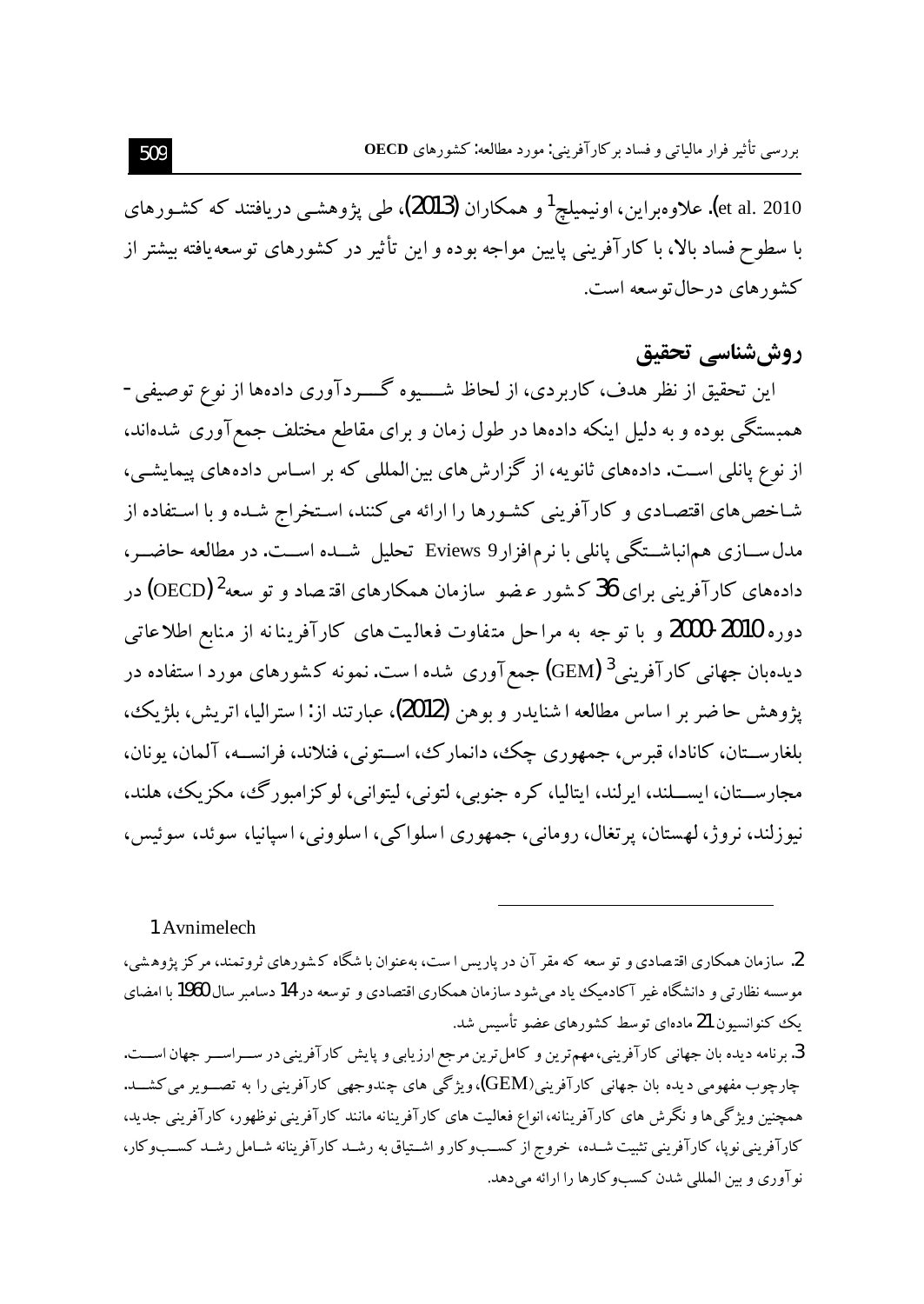et al. 2010). علاوه‌براین، اونیمیلچ[1] و همکاران (2013)، طی پژوهشی دریافتند که کشورهای با سطوح فساد بالا، با کارآفرینی پایین مواجه بوده و این تأثیر در کشورهای توسعه‌یافته بیشتر از کشورهای درحال‌توسعه است.

## روش‌شناسی تحقیق

این تحقیق از نظر هدف، کاربردی، از لحاظ شیوه گردآوری داده‌ها از نوع توصیفی - همبستگی بوده و به دلیل اینکه داده‌ها در طول زمان و برای مقاطع مختلف جمع‌آوری شده‌اند، از نوع پانلی است. داده‌های ثانویه، از گزارش‌های بین‌المللی که بر اساس داده‌های پیمایشی، شاخص‌های اقتصادی و کارآفرینی کشورها را ارائه می‌کنند، استخراج شده و با استفاده از مدل سازی هم‌انباشتگی پانلی با نرم‌افزار Eviews 9 تحلیل شده است. در مطالعه حاضر، داده‌های کارآفرینی برای 36 کشور عضو سازمان همکارهای اقتصاد و توسعه[2] (OECD) در دوره 2010-2000 و با توجه به مراحل متفاوت فعالیت‌های کارآفرینانه از منابع اطلاعاتی دیده‌بان جهانی کارآفرینی[3] (GEM) جمع‌آوری شده است. نمونه کشورهای مورد استفاده در پژوهش حاضر بر اساس مطالعه اشنایدر و بوهن (2012)، عبارتند از: استرالیا، اتریش، بلژیک، بلغارستان، کانادا، قبرس، جمهوری چک، دانمارک، استونی، فنلاند، فرانسه، آلمان، یونان، مجارستان، ایسلند، ایرلند، ایتالیا، کره جنوبی، لتونی، لیتوانی، لوکزامبورگ، مکزیک، هلند، نیوزلند، نروژ، لهستان، پرتغال، رومانی، جمهوری اسلواکی، اسلوونی، اسپانیا، سوئد، سوئیس،

---

1. Avnimelech

2. سازمان همکاری اقتصادی و توسعه که مقر آن در پاریس است، به‌عنوان باشگاه کشورهای ثروتمند، مرکز پژوهشی، موسسه نظارتی و دانشگاه غیر آکادمیک یاد می‌شود سازمان همکاری اقتصادی و توسعه در 14 دسامبر سال 1960 با امضای یک کنوانسیون 21 ماده‌ای توسط کشورهای عضو تأسیس شد.

3. برنامه دیده بان جهانی کارآفرینی، مهم‌ترین و کامل‌ترین مرجع ارزیابی و پایش کارآفرینی در سراسر جهان است. چارچوب مفهومی دیده بان جهانی کارآفرینی(GEM)، ویژگی های چندوجهی کارآفرینی را به تصویر می‌کشد. همچنین ویژگی‌ها و نگرش های کارآفرینانه، انواع فعالیت های کارآفرینانه مانند کارآفرینی نوظهور، کارآفرینی جدید، کارآفرینی نوپا، کارآفرینی تثبیت شده، خروج از کسب‌وکار و اشتیاق به رشد کارآفرینانه شامل رشد کسب‌وکار، نوآوری و بین المللی شدن کسب‌وکارها را ارائه می‌دهد.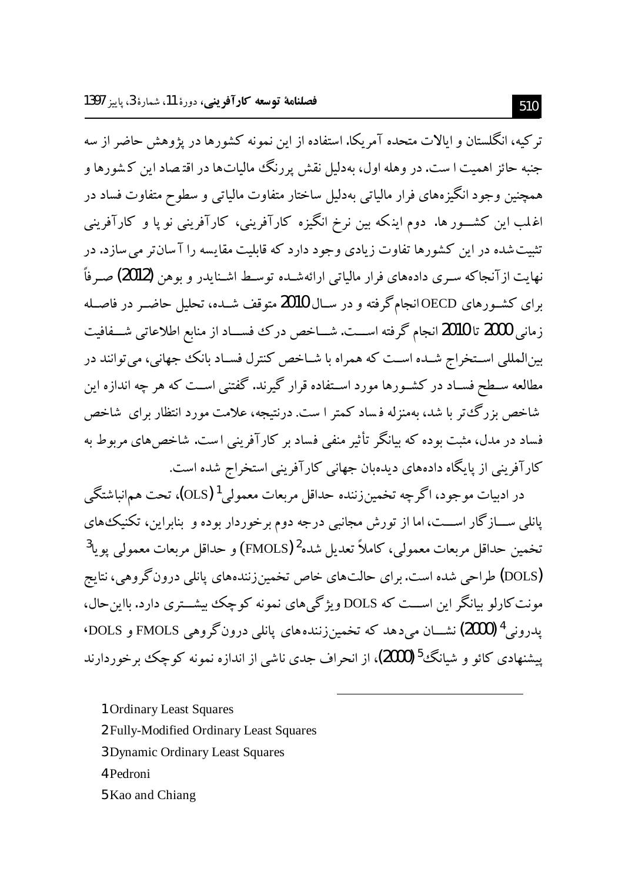ترکیه، انگلستان و ایالات متحده آمریکا. استفاده از این نمونه کشورها در پژوهش حاضر از سه جنبه حائز اهمیت است. در وهله اول، به‌دلیل نقش پررنگ مالیات‌ها در اقتصاد این کشورها و همچنین وجود انگیزه‌های فرار مالیاتی به‌دلیل ساختار متفاوت مالیاتی و سطوح متفاوت فساد در اغلب این کشورها. دوم اینکه بین نرخ انگیزه کارآفرینی، کارآفرینی نوپا و کارآفرینی تثبیت‌شده در این کشورها تفاوت زیادی وجود دارد که قابلیت مقایسه را آسان‌تر می‌سازد. در نهایت ازآنجاکه سری داده‌های فرار مالیاتی ارائه‌شده توسط اشنایدر و بوهن (2012) صرفاً برای کشورهای OECD انجام‌گرفته و در سال 2010 متوقف شده، تحلیل حاضر در فاصله زمانی 2000 تا 2010 انجام گرفته است. شاخص درک فساد از منابع اطلاعاتی شفافیت بین‌المللی استخراج شده است که همراه با شاخص کنترل فساد بانک جهانی، می‌توانند در مطالعه سطح فساد در کشورها مورد استفاده قرار گیرند. گفتنی است که هر چه اندازه این شاخص بزرگ‌تر باشد، به‌منزله فساد کمتر است. درنتیجه، علامت مورد انتظار برای شاخص فساد در مدل، مثبت بوده که بیانگر تأثیر منفی فساد بر کارآفرینی است. شاخص‌های مربوط به کارآفرینی از پایگاه داده‌های دیده‌بان جهانی کارآفرینی استخراج شده است.

در ادبیات موجود، اگرچه تخمین‌زننده حداقل مربعات معمولی[1] (OLS)، تحت هم‌انباشتگی پانلی سازگار است، اما از تورش مجانبی درجه دوم برخوردار بوده و بنابراین، تکنیک‌های تخمین حداقل مربعات معمولی، کاملاً تعدیل شده[2] (FMOLS) و حداقل مربعات معمولی پویا[3] (DOLS) طراحی شده است. برای حالت‌های خاص تخمین‌زننده‌های پانلی درون‌گروهی، نتایج مونت‌کارلو بیانگر این است که DOLS ویژگی‌های نمونه کوچک بیشتری دارد. بااین‌حال، پدرونی[4] (2000) نشان می‌دهد که تخمین‌زننده‌های پانلی درون‌گروهی FMOLS و DOLS، پیشنهادی کائو و شیانگ[5] (2000)، از انحراف جدی ناشی از اندازه نمونه کوچک برخوردارند

---

1. Ordinary Least Squares
2. Fully-Modified Ordinary Least Squares
3. Dynamic Ordinary Least Squares
4. Pedroni
5. Kao and Chiang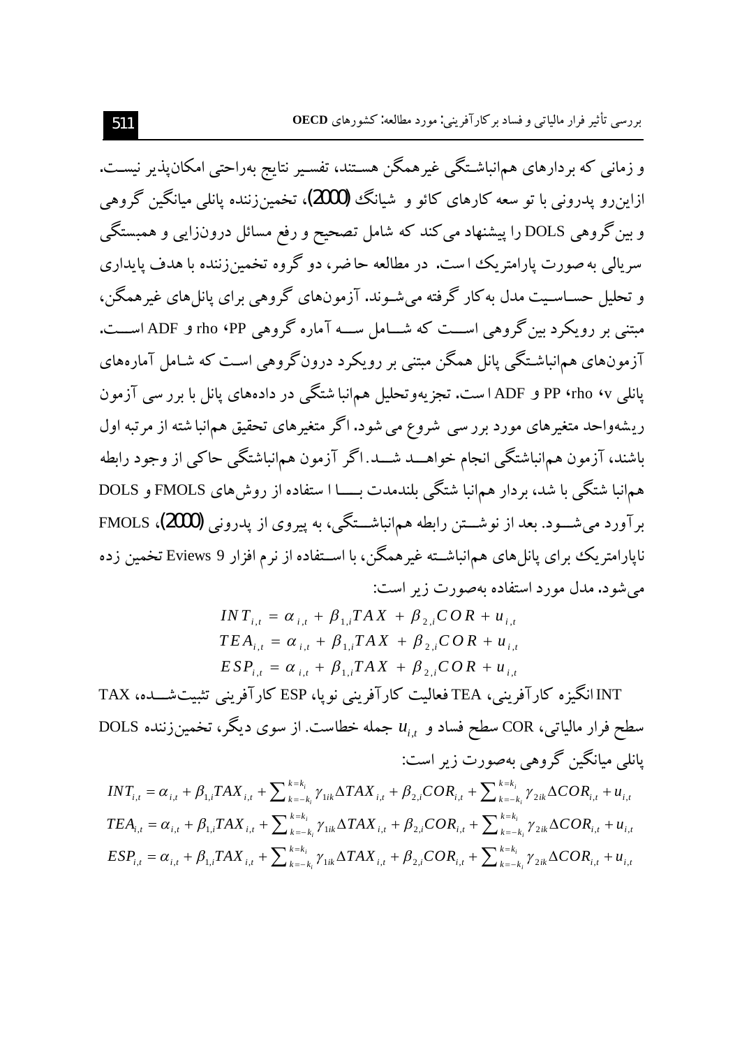و زمانی که بردارهای هم‌انباشـتگی غیرهمگن هسـتند، تفسـیر نتایج به‌راحتی امکان‌پذیر نیسـت. ازاین‌رو پدرونی با توسعه کارهای کائو و شیانگ (2000)، تخمین‌زننده پانلی میانگین گروهی و بین‌گروهی DOLS را پیشنهاد می‌کند که شامل تصحیح و رفع مسائل درون‌زایی و همبستگی سریالی به‌صورت پارامتریک است. در مطالعه حاضر، دو گروه تخمین‌زننده با هدف پایداری و تحلیل حسـاسـیت مدل به‌کار گرفته می‌شـوند. آزمون‌های گروهی برای پانل‌های غیرهمگن، مبتنی بر رویکرد بین‌گروهی اسـت که شـامل سـه آماره گروهی PP، rho و ADF اسـت. آزمون‌های هم‌انباشـتگی پانل همگن مبتنی بر رویکرد درون‌گروهی است که شـامل آماره‌های پانلی v، rho، PP و ADF است. تجزیه‌وتحلیل هم‌انباشتگی در داده‌های پانل با بررسی آزمون ریشه‌واحد متغیرهای مورد بررسی شروع می‌شود. اگر متغیرهای تحقیق هم‌انباشته از مرتبه اول باشند، آزمون هم‌انباشتگی انجام خواهـد شـد. اگر آزمون هم‌انباشتگی حاکی از وجود رابطه هم‌انباشتگی باشد، بردار هم‌انباشتگی بلندمدت بـا استفاده از روش‌های FMOLS و DOLS برآورد می‌شـود. بعد از نوشـتن رابطه هم‌انباشـتگی، به پیروی از پدرونی (2000)، FMOLS ناپارامتریک برای پانل‌های هم‌انباشـته غیرهمگن، با اسـتفاده از نرم افزار Eviews 9 تخمین زده می‌شود. مدل مورد استفاده به‌صورت زیر است:

$$INT_{i,t} = \alpha_{i,t} + \beta_{1,i} TAX + \beta_{2,i} COR + u_{i,t}$$

$$TEA_{i,t} = \alpha_{i,t} + \beta_{1,i} TAX + \beta_{2,i} COR + u_{i,t}$$

$$ESP_{i,t} = \alpha_{i,t} + \beta_{1,i} TAX + \beta_{2,i} COR + u_{i,t}$$

INT انگیزه کارآفرینی، TEA فعالیت کارآفرینی نوپا، ESP کارآفرینی تثبیت‌شـده، TAX سطح فرار مالیاتی، COR سطح فساد و $u_{i,t}$ جمله خطاست. از سوی دیگر، تخمین‌زننده DOLS پانلی میانگین گروهی به‌صورت زیر است:

$$INT_{i,t} = \alpha_{i,t} + \beta_{1,i} TAX_{i,t} + \sum_{k=-k_i}^{k=k_i} \gamma_{1ik} \Delta TAX_{i,t} + \beta_{2,i} COR_{i,t} + \sum_{k=-k_i}^{k=k_i} \gamma_{2ik} \Delta COR_{i,t} + u_{i,t}$$

$$TEA_{i,t} = \alpha_{i,t} + \beta_{1,i} TAX_{i,t} + \sum_{k=-k_i}^{k=k_i} \gamma_{1ik} \Delta TAX_{i,t} + \beta_{2,i} COR_{i,t} + \sum_{k=-k_i}^{k=k_i} \gamma_{2ik} \Delta COR_{i,t} + u_{i,t}$$

$$ESP_{i,t} = \alpha_{i,t} + \beta_{1,i} TAX_{i,t} + \sum_{k=-k_i}^{k=k_i} \gamma_{1ik} \Delta TAX_{i,t} + \beta_{2,i} COR_{i,t} + \sum_{k=-k_i}^{k=k_i} \gamma_{2ik} \Delta COR_{i,t} + u_{i,t}$$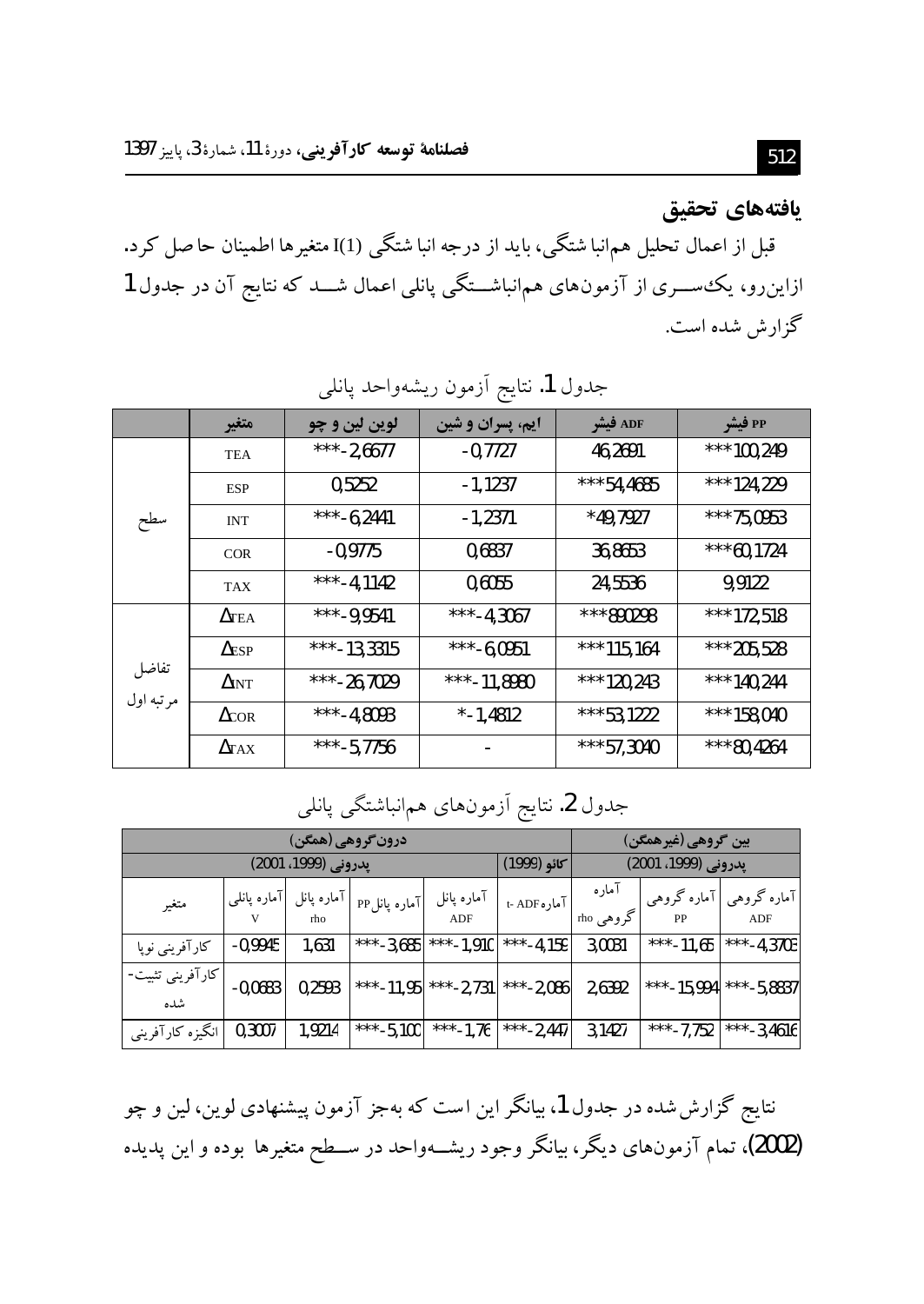## یافته‌های تحقیق

قبل از اعمال تحلیل هم‌انباشتگی، باید از درجه انباشتگی I(1) متغیرها اطمینان حاصل کرد. ازاین‌رو، یک‌سری از آزمون‌های هم‌انباشتگی پانلی اعمال شد که نتایج آن در جدول 1 گزارش شده است.

جدول 1. نتایج آزمون ریشه‌واحد پانلی

| | متغیر | لوین لین و چو | ایم، پسران و شین | ADF فیشر | PP فیشر |
|---|---|---|---|---|---|
| سطح | TEA | ***-2,6677 | -0,7727 | 46,2691 | ***100,249 |
| | ESP | 0,5252 | -1,1237 | ***54,4685 | ***124,229 |
| | INT | ***-6,2441 | -1,2371 | *49,7927 | ***75,0953 |
| | COR | -0,9775 | 0,6837 | 36,8653 | ***60,1724 |
| | TAX | ***-4,1142 | 0,6055 | 24,5536 | 9,9122 |
| تفاضل مرتبه اول | ΔTEA | ***-9,9541 | ***-4,3067 | ***890298 | ***172,518 |
| | ΔESP | ***-13,3315 | ***-6,0951 | ***115,164 | ***205,528 |
| | ΔINT | ***-26,7029 | ***-11,8980 | ***120,243 | ***140,244 |
| | ΔCOR | ***-4,8093 | *-1,4812 | ***53,1222 | ***158,040 |
| | ΔTAX | ***-5,7756 | - | ***57,3040 | ***80,4264 |

جدول 2. نتایج آزمون‌های هم‌انباشتگی پانلی

| درون‌گروهی (همگن) | | | | | | بین گروهی (غیرهمگن) | | |
|---|---|---|---|---|---|---|---|---|
| پدرونی (1999، 2001) | | | | | کائو (1999) | پدرونی (1999، 2001) | | |
| متغیر | آماره پانلی V | آماره پانل rho | آماره پانل PP | آماره پانل ADF | آماره t- ADF | آماره گروهی rho | آماره گروهی PP | آماره گروهی ADF |
| کارآفرینی نوپا | -0,9945 | 1,631 | ***-3,685 | ***-1,910 | ***-4,159 | 3,0031 | ***-11,65 | ***-4,3703 |
| کارآفرینی تثبیت-شده | -0,0683 | 0,2593 | ***-11,95 | ***-2,731 | ***-2,086 | 2,6392 | ***-15,994 | ***-5,8837 |
| انگیزه کارآفرینی | 0,3007 | 1,9214 | ***-5,100 | ***-1,76 | ***-2,447 | 3,1427 | ***-7,752 | ***-3,4616 |

نتایج گزارش‌شده در جدول 1، بیانگر این است که به‌جز آزمون پیشنهادی لوین، لین و چو (2002)، تمام آزمون‌های دیگر، بیانگر وجود ریشه‌واحد در سطح متغیرها بوده و این پدیده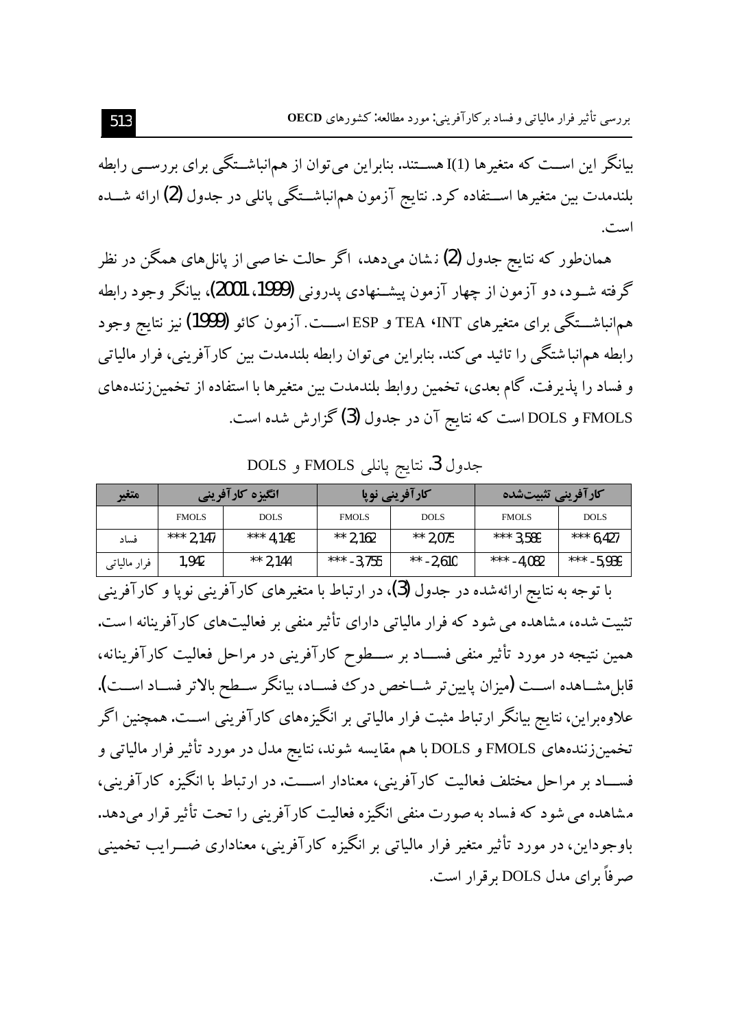بیانگر این اســت که متغیرها I(1) هســتند. بنابراین می‌توان از هم‌انباشــتگی برای بررســی رابطه بلندمدت بین متغیرها اســتفاده کرد. نتایج آزمون هم‌انباشــتگی پانلی در جدول (2) ارائه شــده است.

همان‌طور که نتایج جدول (2) نشان می‌دهد، اگر حالت خاصی از پانل‌های همگن در نظر گرفته شــود، دو آزمون از چهار آزمون پیشــنهادی پدرونی (1999، 2001)، بیانگر وجود رابطه هم‌انباشــتگی برای متغیرهای INT، TEA و ESP اســت. آزمون کائو (1999) نیز نتایج وجود رابطه هم‌انباشتگی را تائید می‌کند. بنابراین می‌توان رابطه بلندمدت بین کارآفرینی، فرار مالیاتی و فساد را پذیرفت. گام بعدی، تخمین روابط بلندمدت بین متغیرها با استفاده از تخمین‌زننده‌های FMOLS و DOLS است که نتایج آن در جدول (3) گزارش شده است.

جدول 3. نتایج پانلی FMOLS و DOLS

| متغیر | انگیزه کارآفرینی | | کارآفرینی نوپا | | کارآفرینی تثبیت‌شده | |
|---|---|---|---|---|---|---|
| | FMOLS | DOLS | FMOLS | DOLS | FMOLS | DOLS |
| فساد | 2.147 *** | 4.149 *** | 2.162 ** | 2.075 ** | 3.589 *** | 6.427 *** |
| فرار مالیاتی | 1.942 | 2.144 ** | -3.755 *** | -2.610 ** | -4.082 *** | -5.939 *** |

با توجه به نتایج ارائه‌شده در جدول (3)، در ارتباط با متغیرهای کارآفرینی نوپا و کارآفرینی تثبیت شده، مشاهده می‌شود که فرار مالیاتی دارای تأثیر منفی بر فعالیت‌های کارآفرینانه است. همین نتیجه در مورد تأثیر منفی فســاد بر ســطوح کارآفرینی در مراحل فعالیت کارآفرینانه، قابل‌مشــاهده اســت (میزان پایین‌تر شــاخص درک فســاد، بیانگر ســطح بالاتر فســاد اســت). علاوه‌براین، نتایج بیانگر ارتباط مثبت فرار مالیاتی بر انگیزه‌های کارآفرینی اسـت. همچنین اگر تخمین‌زننده‌های FMOLS و DOLS با هم مقایسه شوند، نتایج مدل در مورد تأثیر فرار مالیاتی و فســاد بر مراحل مختلف فعالیت کارآفرینی، معنادار اســت. در ارتباط با انگیزه کارآفرینی، مشاهده می‌شود که فساد به صورت منفی انگیزه فعالیت کارآفرینی را تحت تأثیر قرار می‌دهد. باوجوداین، در مورد تأثیر متغیر فرار مالیاتی بر انگیزه کارآفرینی، معناداری ضــرایب تخمینی صرفاً برای مدل DOLS برقرار است.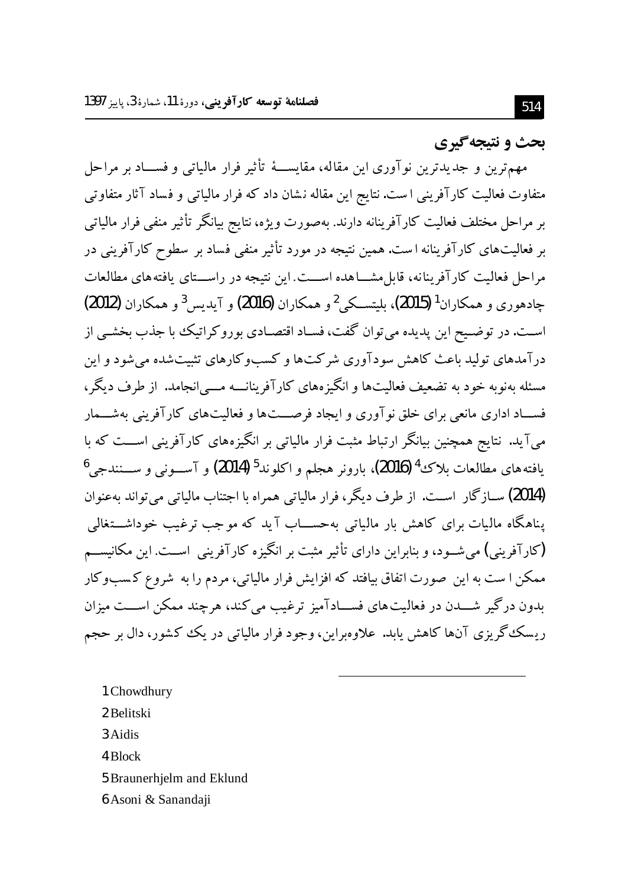## بحث و نتیجه‌گیری

مهم‌ترین و جدیدترین نوآوری این مقاله، مقایسهٔ تأثیر فرار مالیاتی و فساد بر مراحل متفاوت فعالیت کارآفرینی است. نتایج این مقاله نشان داد که فرار مالیاتی و فساد آثار متفاوتی بر مراحل مختلف فعالیت کارآفرینانه دارند. به‌صورت ویژه، نتایج بیانگر تأثیر منفی فرار مالیاتی بر فعالیت‌های کارآفرینانه است. همین نتیجه در مورد تأثیر منفی فساد بر سطوح کارآفرینی در مراحل فعالیت کارآفرینانه، قابل‌مشاهده است. این نتیجه در راستای یافته‌های مطالعات چادهوری و همکاران[1] (2015)، بلیتسکی[2] و همکاران (2016) و آیدیس[3] و همکاران (2012) است. در توضیح این پدیده می‌توان گفت، فساد اقتصادی بوروکراتیک با جذب بخشی از درآمدهای تولید باعث کاهش سودآوری شرکت‌ها و کسب‌وکارهای تثبیت‌شده می‌شود و این مسئله به‌نوبه خود به تضعیف فعالیت‌ها و انگیزه‌های کارآفرینانه می‌انجامد. از طرف دیگر، فساد اداری مانعی برای خلق نوآوری و ایجاد فرصت‌ها و فعالیت‌های کارآفرینی به‌شمار می‌آید. نتایج همچنین بیانگر ارتباط مثبت فرار مالیاتی بر انگیزه‌های کارآفرینی است که با یافته‌های مطالعات بلاک[4] (2016)، بارونر هجلم و اکلوند[5] (2014) و آسونی و سنندجی[6] (2014) سازگار است. از طرف دیگر، فرار مالیاتی همراه با اجتناب مالیاتی می‌تواند به‌عنوان پناهگاه مالیات برای کاهش بار مالیاتی به‌حساب آید که موجب ترغیب خوداشتغالی (کارآفرینی) می‌شود، و بنابراین دارای تأثیر مثبت بر انگیزه کارآفرینی است. این مکانیسم ممکن است به این صورت اتفاق بیافتد که افزایش فرار مالیاتی، مردم را به شروع کسب‌وکار بدون درگیر شدن در فعالیت‌های فسادآمیز ترغیب می‌کند، هرچند ممکن است میزان ریسک‌گریزی آن‌ها کاهش یابد. علاوه‌براین، وجود فرار مالیاتی در یک کشور، دال بر حجم

---

1. Chowdhury
2. Belitski
3. Aidis
4. Block
5. Braunerhjelm and Eklund
6. Asoni & Sanandaji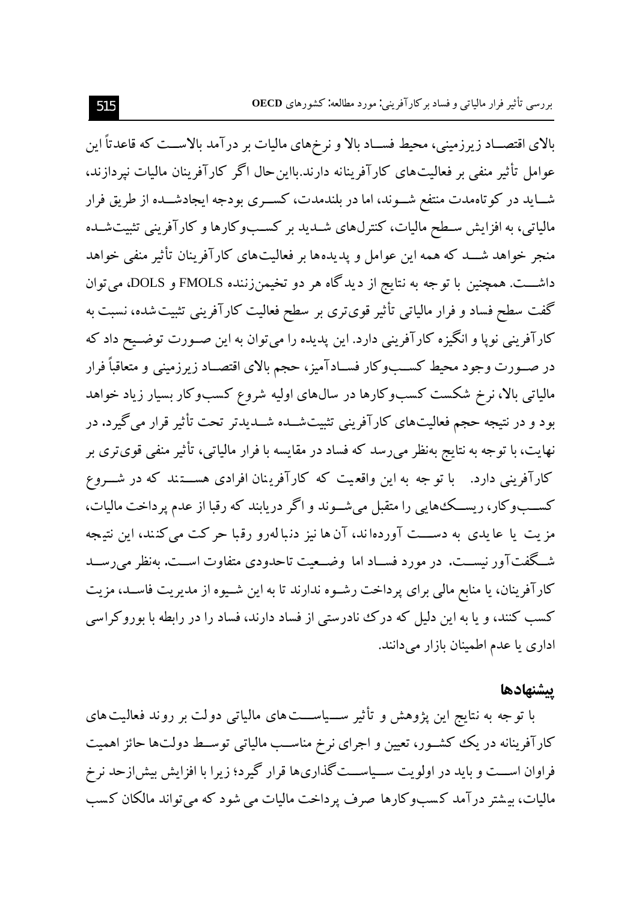بالای اقتصاد زیرزمینی، محیط فساد بالا و نرخ‌های مالیات بر درآمد بالاست که قاعدتاً این عوامل تأثیر منفی بر فعالیت‌های کارآفرینانه دارند.بااین‌حال اگر کارآفرینان مالیات نپردازند، شاید در کوتاه‌مدت منتفع شوند، اما در بلندمدت، کسری بودجه ایجادشده از طریق فرار مالیاتی، به افزایش سطح مالیات، کنترل‌های شدید بر کسب‌وکارها و کارآفرینی تثبیت‌شده منجر خواهد شد که همه این عوامل و پدیده‌ها بر فعالیت‌های کارآفرینان تأثیر منفی خواهد داشت. همچنین با توجه به نتایج از دیدگاه هر دو تخمین‌زننده FMOLS و DOLS، می‌توان گفت سطح فساد و فرار مالیاتی تأثیر قوی‌تری بر سطح فعالیت کارآفرینی تثبیت‌شده، نسبت به کارآفرینی نوپا و انگیزه کارآفرینی دارد. این پدیده را می‌توان به این صورت توضیح داد که در صورت وجود محیط کسب‌وکار فسادآمیز، حجم بالای اقتصاد زیرزمینی و متعاقباً فرار مالیاتی بالا، نرخ شکست کسب‌وکارها در سال‌های اولیه شروع کسب‌وکار بسیار زیاد خواهد بود و در نتیجه حجم فعالیت‌های کارآفرینی تثبیت‌شده شدیدتر تحت تأثیر قرار می‌گیرد. در نهایت، با توجه به نتایج به‌نظر می‌رسد که فساد در مقایسه با فرار مالیاتی، تأثیر منفی قوی‌تری بر کارآفرینی دارد. با توجه به این واقعیت که کارآفرینان افرادی هستند که در شروع کسب‌وکار، ریسک‌هایی را متقبل می‌شوند و اگر دریابند که رقبا از عدم پرداخت مالیات، مزیت یا عایدی به دست آورده‌اند، آن‌ها نیز دنباله‌رو رقبا حرکت می‌کنند، این نتیجه شگفت‌آور نیست. در مورد فساد اما وضعیت تاحدودی متفاوت است. به‌نظر می‌رسد کارآفرینان، یا منابع مالی برای پرداخت رشوه ندارند تا به این شیوه از مدیریت فاسد، مزیت کسب کنند، و یا به این دلیل که درک نادرستی از فساد دارند، فساد را در رابطه با بوروکراسی اداری یا عدم اطمینان بازار می‌دانند.

## پیشنهادها

با توجه به نتایج این پژوهش و تأثیر سیاست‌های مالیاتی دولت بر روند فعالیت‌های کارآفرینانه در یک کشور، تعیین و اجرای نرخ مناسب مالیاتی توسط دولت‌ها حائز اهمیت فراوان است و باید در اولویت سیاست‌گذاری‌ها قرار گیرد؛ زیرا با افزایش بیش‌ازحد نرخ مالیات، بیشتر درآمد کسب‌وکارها صرف پرداخت مالیات می شود که می‌تواند مالکان کسب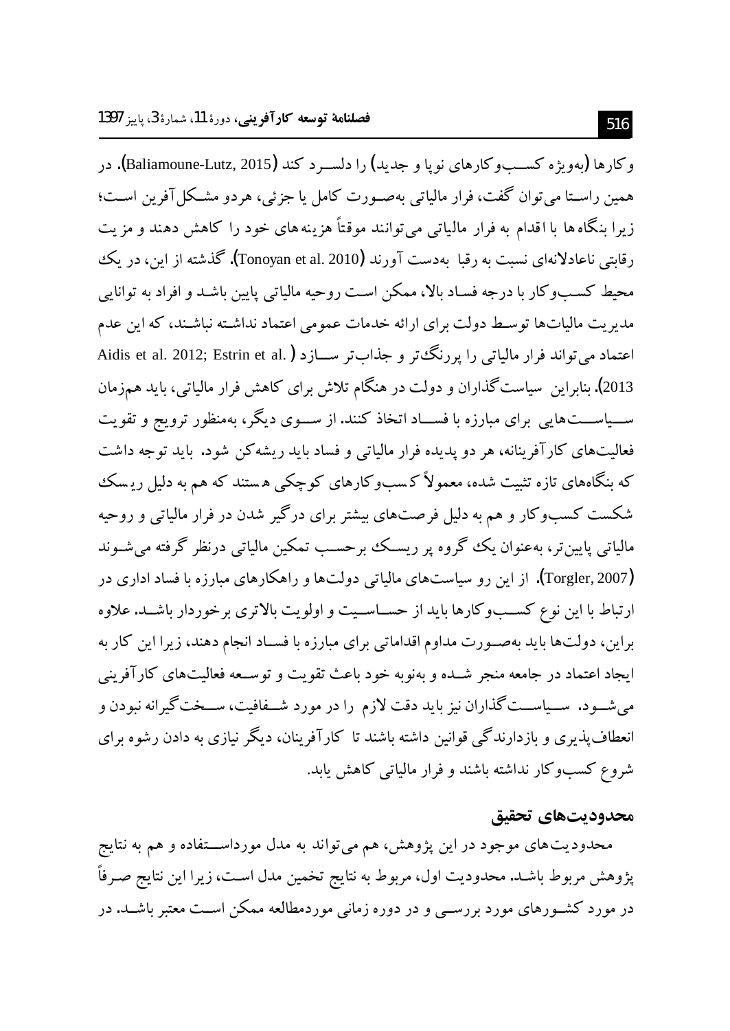وکارها (به‌ویژه کسب‌وکارهای نوپا و جدید) را دلسرد کند (Baliamoune-Lutz, 2015). در همین راستا می‌توان گفت، فرار مالیاتی به‌صورت کامل یا جزئی، هردو مشکل‌آفرین است؛ زیرا بنگاه‌ها با اقدام به فرار مالیاتی می‌توانند موقتاً هزینه‌های خود را کاهش دهند و مزیت رقابتی ناعادلانه‌ای نسبت به رقبا به‌دست آورند (Tonoyan et al. 2010). گذشته از این، در یک محیط کسب‌وکار با درجه فساد بالا، ممکن است روحیه مالیاتی پایین باشد و افراد به توانایی مدیریت مالیات‌ها توسط دولت برای ارائه خدمات عمومی اعتماد نداشته نباشند، که این عدم اعتماد می‌تواند فرار مالیاتی را پررنگ‌تر و جذاب‌تر سازد (Aidis et al. 2012; Estrin et al. 2013). بنابراین سیاست‌گذاران و دولت در هنگام تلاش برای کاهش فرار مالیاتی، باید هم‌زمان سیاست‌هایی برای مبارزه با فساد اتخاذ کنند. از سوی دیگر، به‌منظور ترویج و تقویت فعالیت‌های کارآفرینانه، هر دو پدیده فرار مالیاتی و فساد باید ریشه‌کن شود. باید توجه داشت که بنگاه‌های تازه تثبیت شده، معمولاً کسب‌وکارهای کوچکی هستند که هم به دلیل ریسک شکست کسب‌وکار و هم به دلیل فرصت‌های بیشتر برای درگیر شدن در فرار مالیاتی و روحیه مالیاتی پایین‌تر، به‌عنوان یک گروه پر ریسک برحسب تمکین مالیاتی درنظر گرفته می‌شوند (Torgler, 2007). از این رو سیاست‌های مالیاتی دولت‌ها و راهکارهای مبارزه با فساد اداری در ارتباط با این نوع کسب‌وکارها باید از حساسیت و اولویت بالاتری برخوردار باشد. علاوه براین، دولت‌ها باید به‌صورت مداوم اقداماتی برای مبارزه با فساد انجام دهند، زیرا این کار به ایجاد اعتماد در جامعه منجر شده و به‌نوبه خود باعث تقویت و توسعه فعالیت‌های کارآفرینی می‌شود. سیاست‌گذاران نیز باید دقت لازم را در مورد شفافیت، سخت‌گیرانه نبودن و انعطاف‌پذیری و بازدارندگی قوانین داشته باشند تا کارآفرینان، دیگر نیازی به دادن رشوه برای شروع کسب‌وکار نداشته باشند و فرار مالیاتی کاهش یابد.

## محدودیت‌های تحقیق

محدودیت‌های موجود در این پژوهش، هم می‌تواند به مدل مورداستفاده و هم به نتایج پژوهش مربوط باشد. محدودیت اول، مربوط به نتایج تخمین مدل است، زیرا این نتایج صرفاً در مورد کشورهای مورد بررسی و در دوره زمانی موردمطالعه ممکن است معتبر باشد. در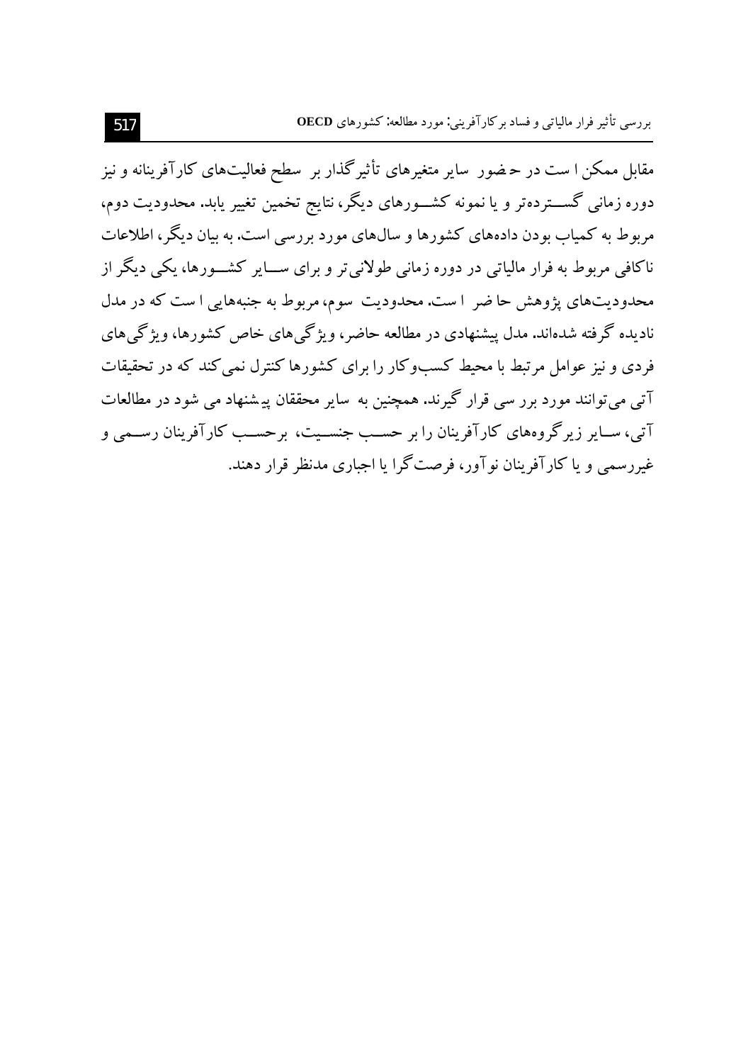مقابل ممکن است در حضور سایر متغیرهای تأثیرگذار بر سطح فعالیت‌های کارآفرینانه و نیز دوره زمانی گسترده‌تر و یا نمونه کشورهای دیگر، نتایج تخمین تغییر یابد. محدودیت دوم، مربوط به کمیاب بودن داده‌های کشورها و سال‌های مورد بررسی است. به بیان دیگر، اطلاعات ناکافی مربوط به فرار مالیاتی در دوره زمانی طولانی‌تر و برای سایر کشورها، یکی دیگر از محدودیت‌های پژوهش حاضر است. محدودیت سوم، مربوط به جنبه‌هایی است که در مدل نادیده گرفته شده‌اند. مدل پیشنهادی در مطالعه حاضر، ویژگی‌های خاص کشورها، ویژگی‌های فردی و نیز عوامل مرتبط با محیط کسب‌وکار را برای کشورها کنترل نمی‌کند که در تحقیقات آتی می‌توانند مورد بررسی قرار گیرند. همچنین به سایر محققان پیشنهاد می شود در مطالعات آتی، سایر زیرگروه‌های کارآفرینان را بر حسب جنسیت، برحسب کارآفرینان رسمی و غیررسمی و یا کارآفرینان نوآور، فرصت‌گرا یا اجباری مدنظر قرار دهند.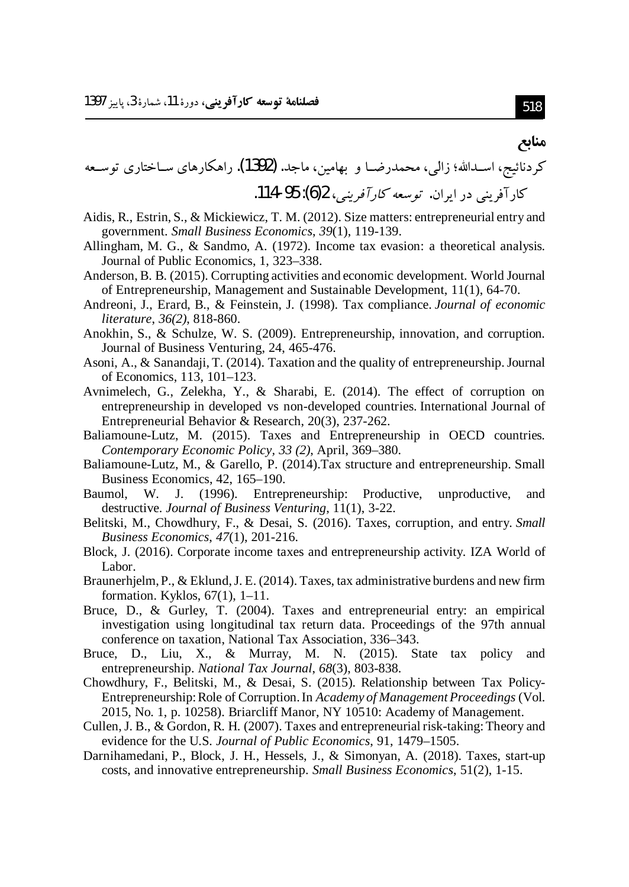## منابع

کردنائیج، اسدالله؛ زالی، محمدرضا و بهامین، ماجد. (1392). راهکارهای ساختاری توسعه کارآفرینی در ایران. *توسعه کارآفرینی*، 2(6): 95-114.

Aidis, R., Estrin, S., & Mickiewicz, T. M. (2012). Size matters: entrepreneurial entry and government. *Small Business Economics*, *39*(1), 119-139.

Allingham, M. G., & Sandmo, A. (1972). Income tax evasion: a theoretical analysis. Journal of Public Economics, 1, 323–338.

Anderson, B. B. (2015). Corrupting activities and economic development. World Journal of Entrepreneurship, Management and Sustainable Development, 11(1), 64-70.

Andreoni, J., Erard, B., & Feinstein, J. (1998). Tax compliance. *Journal of economic literature*, *36(2)*, 818-860.

Anokhin, S., & Schulze, W. S. (2009). Entrepreneurship, innovation, and corruption. Journal of Business Venturing, 24, 465-476.

Asoni, A., & Sanandaji, T. (2014). Taxation and the quality of entrepreneurship. Journal of Economics, 113, 101–123.

Avnimelech, G., Zelekha, Y., & Sharabi, E. (2014). The effect of corruption on entrepreneurship in developed vs non-developed countries. International Journal of Entrepreneurial Behavior & Research, 20(3), 237-262.

Baliamoune-Lutz, M. (2015). Taxes and Entrepreneurship in OECD countries. *Contemporary Economic Policy, 33 (2)*, April, 369–380.

Baliamoune-Lutz, M., & Garello, P. (2014).Tax structure and entrepreneurship. Small Business Economics, 42, 165–190.

Baumol, W. J. (1996). Entrepreneurship: Productive, unproductive, and destructive. *Journal of Business Venturing*, 11(1), 3-22.

Belitski, M., Chowdhury, F., & Desai, S. (2016). Taxes, corruption, and entry. *Small Business Economics*, *47*(1), 201-216.

Block, J. (2016). Corporate income taxes and entrepreneurship activity. IZA World of Labor.

Braunerhjelm, P., & Eklund, J. E. (2014). Taxes, tax administrative burdens and new firm formation. Kyklos, 67(1), 1–11.

Bruce, D., & Gurley, T. (2004). Taxes and entrepreneurial entry: an empirical investigation using longitudinal tax return data. Proceedings of the 97th annual conference on taxation, National Tax Association, 336–343.

Bruce, D., Liu, X., & Murray, M. N. (2015). State tax policy and entrepreneurship. *National Tax Journal*, *68*(3), 803-838.

Chowdhury, F., Belitski, M., & Desai, S. (2015). Relationship between Tax Policy-Entrepreneurship: Role of Corruption. In *Academy of Management Proceedings* (Vol. 2015, No. 1, p. 10258). Briarcliff Manor, NY 10510: Academy of Management.

Cullen, J. B., & Gordon, R. H. (2007). Taxes and entrepreneurial risk-taking: Theory and evidence for the U.S. *Journal of Public Economics*, 91, 1479–1505.

Darnihamedani, P., Block, J. H., Hessels, J., & Simonyan, A. (2018). Taxes, start-up costs, and innovative entrepreneurship. *Small Business Economics*, 51(2), 1-15.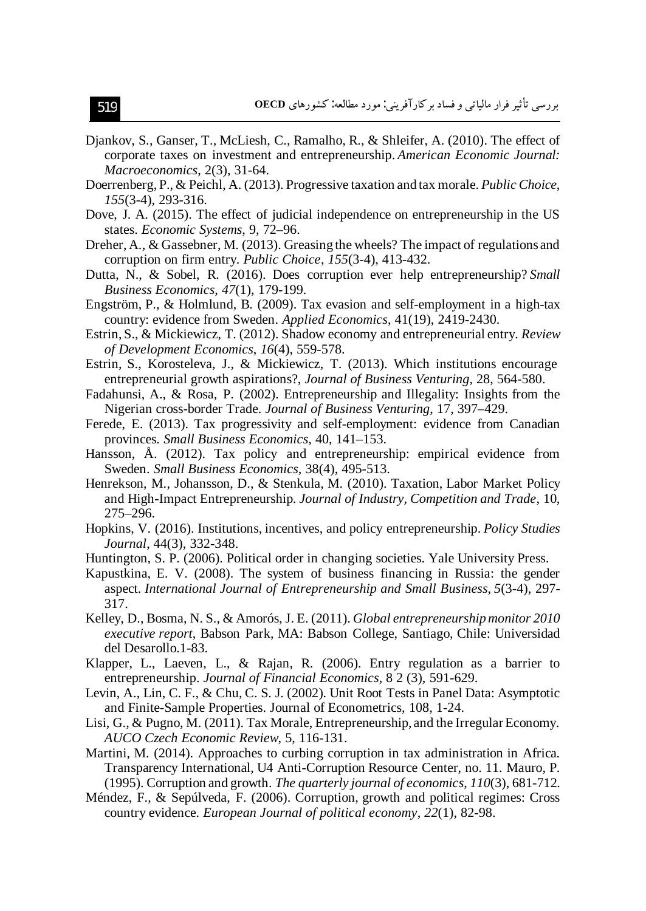Djankov, S., Ganser, T., McLiesh, C., Ramalho, R., & Shleifer, A. (2010). The effect of corporate taxes on investment and entrepreneurship. *American Economic Journal: Macroeconomics*, 2(3), 31-64.

Doerrenberg, P., & Peichl, A. (2013). Progressive taxation and tax morale. *Public Choice*, *155*(3-4), 293-316.

Dove, J. A. (2015). The effect of judicial independence on entrepreneurship in the US states. *Economic Systems*, 9, 72–96.

Dreher, A., & Gassebner, M. (2013). Greasing the wheels? The impact of regulations and corruption on firm entry. *Public Choice*, *155*(3-4), 413-432.

Dutta, N., & Sobel, R. (2016). Does corruption ever help entrepreneurship? *Small Business Economics*, *47*(1), 179-199.

Engström, P., & Holmlund, B. (2009). Tax evasion and self-employment in a high-tax country: evidence from Sweden. *Applied Economics*, 41(19), 2419-2430.

Estrin, S., & Mickiewicz, T. (2012). Shadow economy and entrepreneurial entry. *Review of Development Economics*, *16*(4), 559-578.

Estrin, S., Korosteleva, J., & Mickiewicz, T. (2013). Which institutions encourage entrepreneurial growth aspirations?, *Journal of Business Venturing*, 28, 564-580.

Fadahunsi, A., & Rosa, P. (2002). Entrepreneurship and Illegality: Insights from the Nigerian cross-border Trade. *Journal of Business Venturing*, 17, 397–429.

Ferede, E. (2013). Tax progressivity and self-employment: evidence from Canadian provinces. *Small Business Economics*, 40, 141–153.

Hansson, Å. (2012). Tax policy and entrepreneurship: empirical evidence from Sweden. *Small Business Economics*, 38(4), 495-513.

Henrekson, M., Johansson, D., & Stenkula, M. (2010). Taxation, Labor Market Policy and High-Impact Entrepreneurship. *Journal of Industry, Competition and Trade*, 10, 275–296.

Hopkins, V. (2016). Institutions, incentives, and policy entrepreneurship. *Policy Studies Journal*, 44(3), 332-348.

Huntington, S. P. (2006). Political order in changing societies. Yale University Press.

Kapustkina, E. V. (2008). The system of business financing in Russia: the gender aspect. *International Journal of Entrepreneurship and Small Business*, *5*(3-4), 297-317.

Kelley, D., Bosma, N. S., & Amorós, J. E. (2011). *Global entrepreneurship monitor 2010 executive report*, Babson Park, MA: Babson College, Santiago, Chile: Universidad del Desarollo.1-83.

Klapper, L., Laeven, L., & Rajan, R. (2006). Entry regulation as a barrier to entrepreneurship. *Journal of Financial Economics*, 8 2 (3), 591-629.

Levin, A., Lin, C. F., & Chu, C. S. J. (2002). Unit Root Tests in Panel Data: Asymptotic and Finite-Sample Properties. Journal of Econometrics, 108, 1-24.

Lisi, G., & Pugno, M. (2011). Tax Morale, Entrepreneurship, and the Irregular Economy. *AUCO Czech Economic Review*, 5, 116-131.

Martini, M. (2014). Approaches to curbing corruption in tax administration in Africa. Transparency International, U4 Anti-Corruption Resource Center, no. 11. Mauro, P. (1995). Corruption and growth. *The quarterly journal of economics*, *110*(3), 681-712.

Méndez, F., & Sepúlveda, F. (2006). Corruption, growth and political regimes: Cross country evidence. *European Journal of political economy*, *22*(1), 82-98.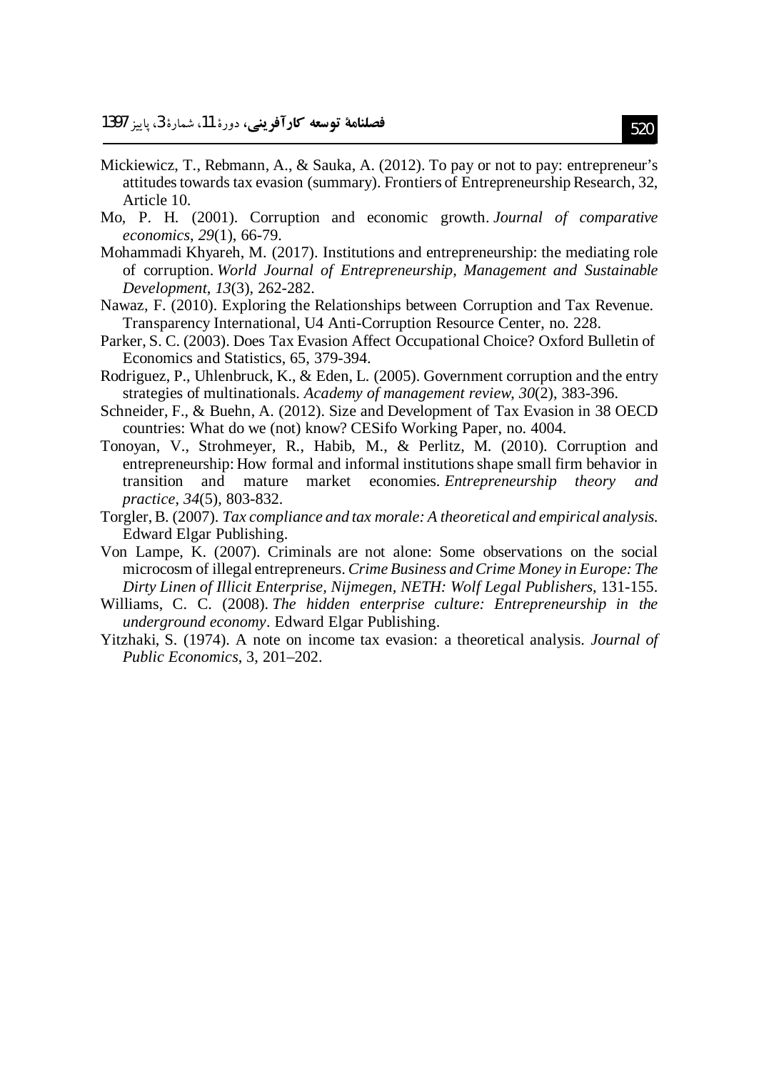Mickiewicz, T., Rebmann, A., & Sauka, A. (2012). To pay or not to pay: entrepreneur's attitudes towards tax evasion (summary). Frontiers of Entrepreneurship Research, 32, Article 10.

Mo, P. H. (2001). Corruption and economic growth. *Journal of comparative economics*, *29*(1), 66-79.

Mohammadi Khyareh, M. (2017). Institutions and entrepreneurship: the mediating role of corruption. *World Journal of Entrepreneurship, Management and Sustainable Development*, *13*(3), 262-282.

Nawaz, F. (2010). Exploring the Relationships between Corruption and Tax Revenue. Transparency International, U4 Anti-Corruption Resource Center, no. 228.

Parker, S. C. (2003). Does Tax Evasion Affect Occupational Choice? Oxford Bulletin of Economics and Statistics, 65, 379-394.

Rodriguez, P., Uhlenbruck, K., & Eden, L. (2005). Government corruption and the entry strategies of multinationals. *Academy of management review*, *30*(2), 383-396.

Schneider, F., & Buehn, A. (2012). Size and Development of Tax Evasion in 38 OECD countries: What do we (not) know? CESifo Working Paper, no. 4004.

Tonoyan, V., Strohmeyer, R., Habib, M., & Perlitz, M. (2010). Corruption and entrepreneurship: How formal and informal institutions shape small firm behavior in transition and mature market economies. *Entrepreneurship theory and practice*, *34*(5), 803-832.

Torgler, B. (2007). *Tax compliance and tax morale: A theoretical and empirical analysis.* Edward Elgar Publishing.

Von Lampe, K. (2007). Criminals are not alone: Some observations on the social microcosm of illegal entrepreneurs. *Crime Business and Crime Money in Europe: The Dirty Linen of Illicit Enterprise, Nijmegen, NETH: Wolf Legal Publishers*, 131-155.

Williams, C. C. (2008). *The hidden enterprise culture: Entrepreneurship in the underground economy*. Edward Elgar Publishing.

Yitzhaki, S. (1974). A note on income tax evasion: a theoretical analysis. *Journal of Public Economics*, 3, 201–202.